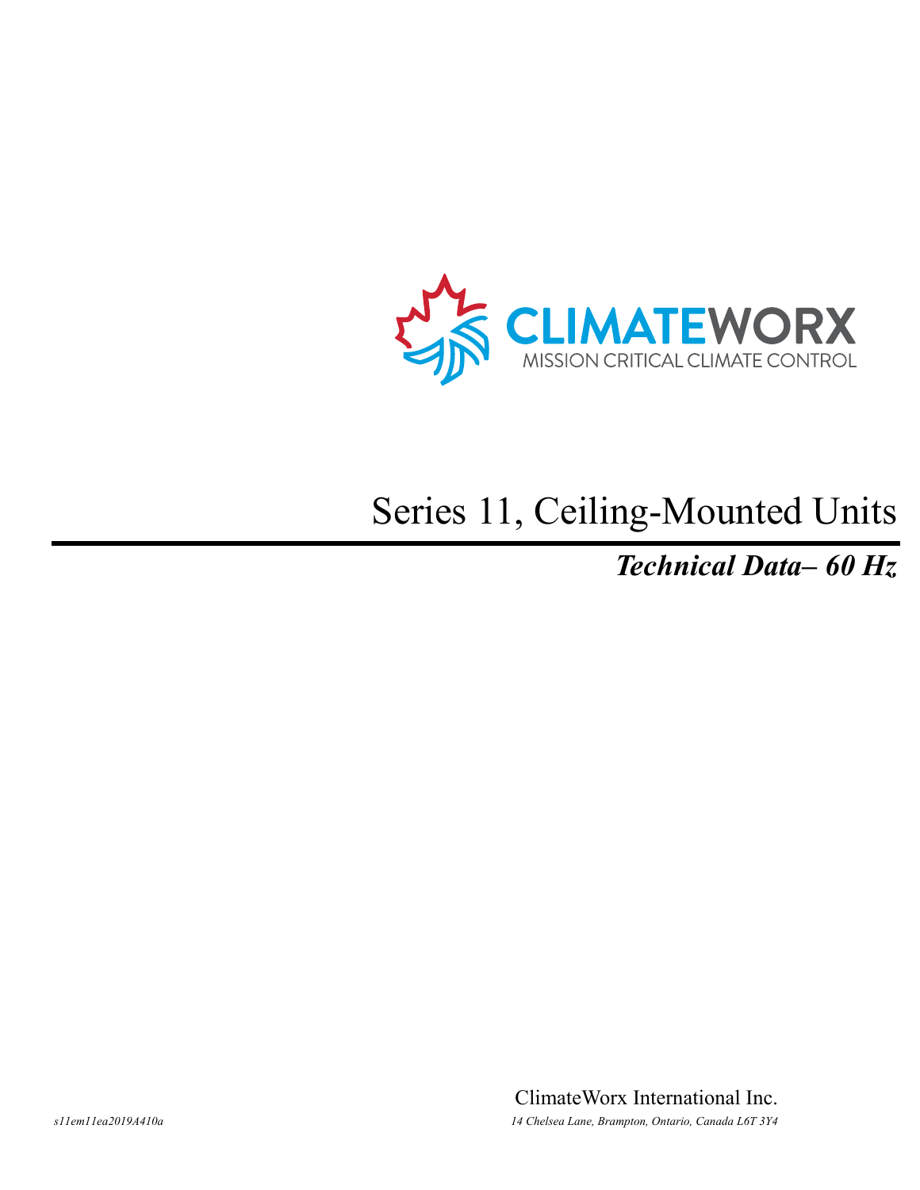CLIMATEWORX

MISSION CRITICAL CLIMATE CONTROL

# Series 11, Ceiling-Mounted Units

## *Technical Data– 60 Hz*

ClimateWorx International Inc.

*14 Chelsea Lane, Brampton, Ontario, Canada L6T 3Y4*

*s11em11ea2019A410a*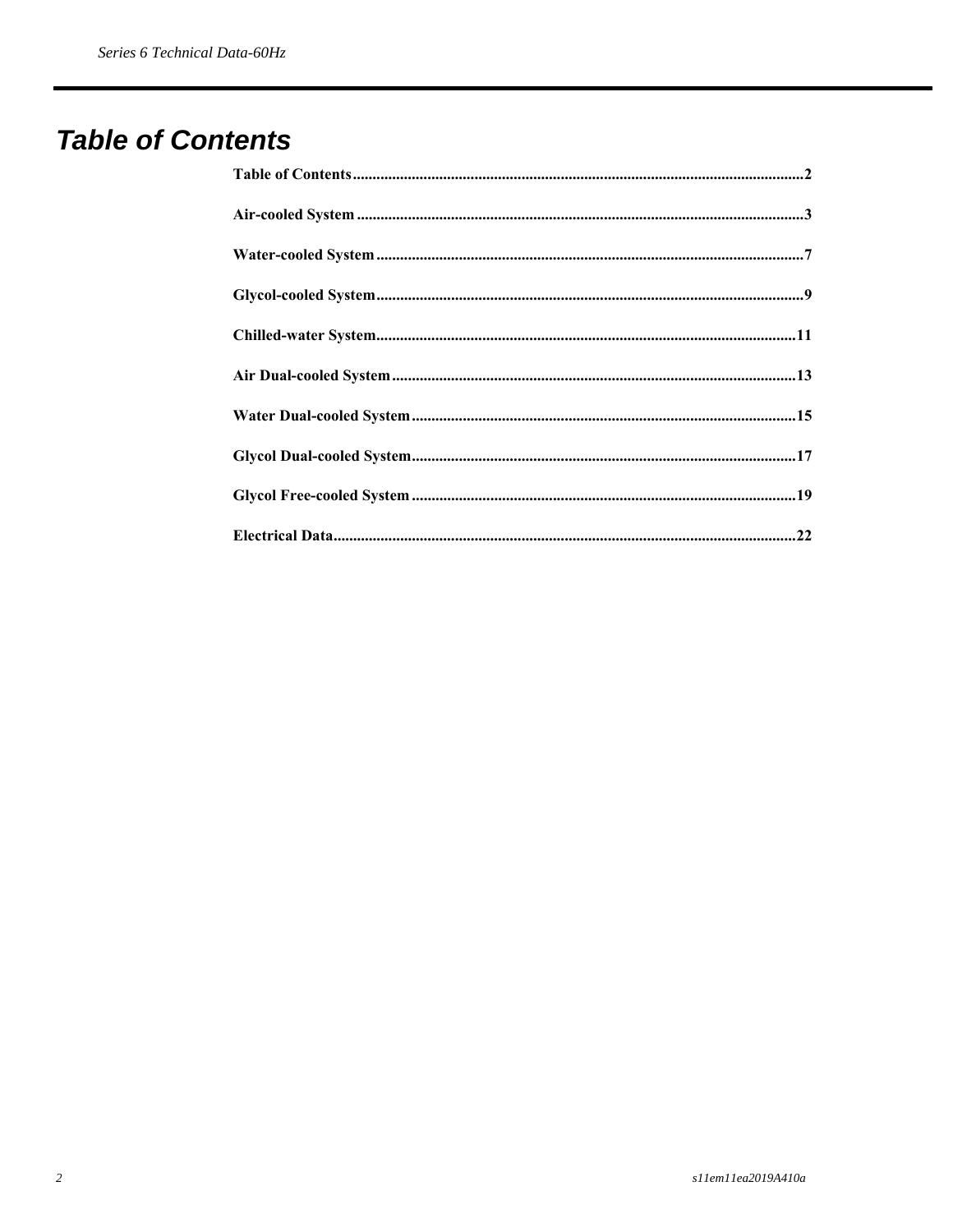# Table of Contents

**Table of Contents** ........................................................................ **2**

**Air-cooled System** ........................................................................ **3**

**Water-cooled System** ........................................................................ **7**

**Glycol-cooled System** ........................................................................ **9**

**Chilled-water System** ........................................................................ **11**

**Air Dual-cooled System** ........................................................................ **13**

**Water Dual-cooled System** ........................................................................ **15**

**Glycol Dual-cooled System** ........................................................................ **17**

**Glycol Free-cooled System** ........................................................................ **19**

**Electrical Data** ........................................................................ **22**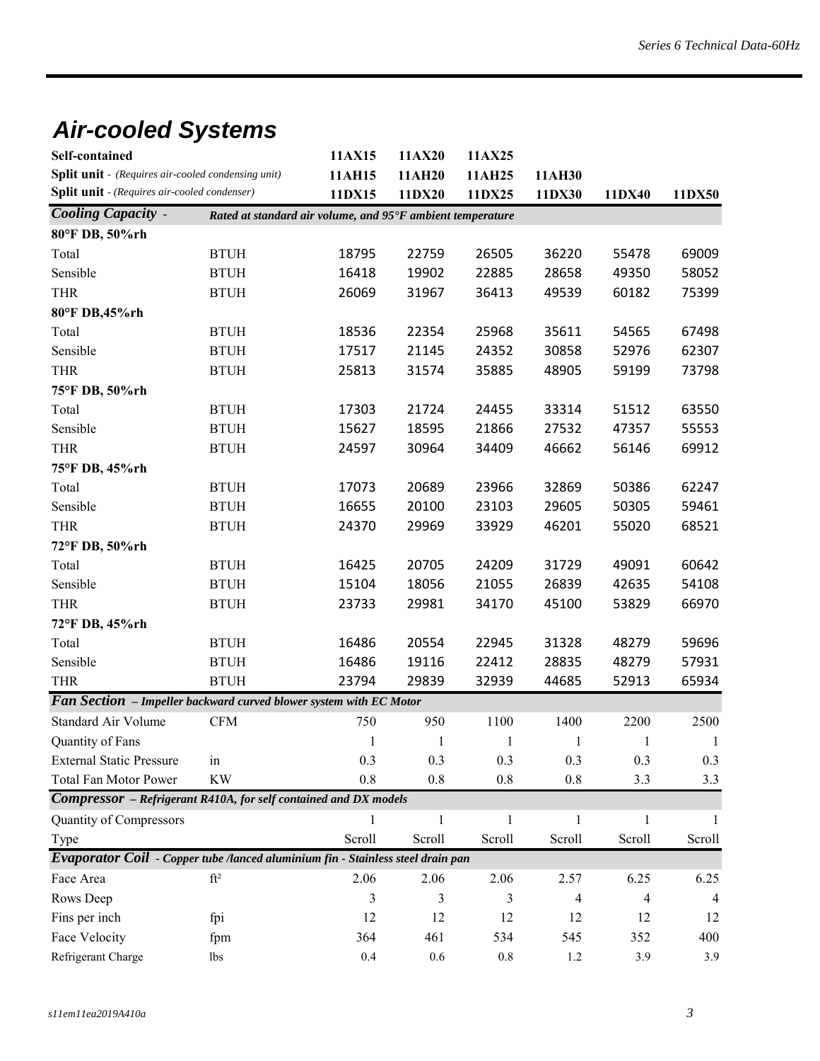## Air-cooled Systems

| Self-contained | | 11AX15 | 11AX20 | 11AX25 | | | |
|---|---|---|---|---|---|---|---|
| **Split unit** - *(Requires air-cooled condensing unit)* | | 11AH15 | 11AH20 | 11AH25 | 11AH30 | | |
| **Split unit** - *(Requires air-cooled condenser)* | | 11DX15 | 11DX20 | 11DX25 | 11DX30 | 11DX40 | 11DX50 |
| ***Cooling Capacity*** - | ***Rated at standard air volume, and 95°F ambient temperature*** | | | | | | |
| **80°F DB, 50%rh** | | | | | | | |
| Total | BTUH | 18795 | 22759 | 26505 | 36220 | 55478 | 69009 |
| Sensible | BTUH | 16418 | 19902 | 22885 | 28658 | 49350 | 58052 |
| THR | BTUH | 26069 | 31967 | 36413 | 49539 | 60182 | 75399 |
| **80°F DB,45%rh** | | | | | | | |
| Total | BTUH | 18536 | 22354 | 25968 | 35611 | 54565 | 67498 |
| Sensible | BTUH | 17517 | 21145 | 24352 | 30858 | 52976 | 62307 |
| THR | BTUH | 25813 | 31574 | 35885 | 48905 | 59199 | 73798 |
| **75°F DB, 50%rh** | | | | | | | |
| Total | BTUH | 17303 | 21724 | 24455 | 33314 | 51512 | 63550 |
| Sensible | BTUH | 15627 | 18595 | 21866 | 27532 | 47357 | 55553 |
| THR | BTUH | 24597 | 30964 | 34409 | 46662 | 56146 | 69912 |
| **75°F DB, 45%rh** | | | | | | | |
| Total | BTUH | 17073 | 20689 | 23966 | 32869 | 50386 | 62247 |
| Sensible | BTUH | 16655 | 20100 | 23103 | 29605 | 50305 | 59461 |
| THR | BTUH | 24370 | 29969 | 33929 | 46201 | 55020 | 68521 |
| **72°F DB, 50%rh** | | | | | | | |
| Total | BTUH | 16425 | 20705 | 24209 | 31729 | 49091 | 60642 |
| Sensible | BTUH | 15104 | 18056 | 21055 | 26839 | 42635 | 54108 |
| THR | BTUH | 23733 | 29981 | 34170 | 45100 | 53829 | 66970 |
| **72°F DB, 45%rh** | | | | | | | |
| Total | BTUH | 16486 | 20554 | 22945 | 31328 | 48279 | 59696 |
| Sensible | BTUH | 16486 | 19116 | 22412 | 28835 | 48279 | 57931 |
| THR | BTUH | 23794 | 29839 | 32939 | 44685 | 52913 | 65934 |
| ***Fan Section*** – ***Impeller backward curved blower system with EC Motor*** | | | | | | | |
| Standard Air Volume | CFM | 750 | 950 | 1100 | 1400 | 2200 | 2500 |
| Quantity of Fans | | 1 | 1 | 1 | 1 | 1 | 1 |
| External Static Pressure | in | 0.3 | 0.3 | 0.3 | 0.3 | 0.3 | 0.3 |
| Total Fan Motor Power | KW | 0.8 | 0.8 | 0.8 | 0.8 | 3.3 | 3.3 |
| ***Compressor*** – ***Refrigerant R410A, for self contained and DX models*** | | | | | | | |
| Quantity of Compressors | | 1 | 1 | 1 | 1 | 1 | 1 |
| Type | | Scroll | Scroll | Scroll | Scroll | Scroll | Scroll |
| ***Evaporator Coil*** - ***Copper tube /lanced aluminium fin - Stainless steel drain pan*** | | | | | | | |
| Face Area | ft² | 2.06 | 2.06 | 2.06 | 2.57 | 6.25 | 6.25 |
| Rows Deep | | 3 | 3 | 3 | 4 | 4 | 4 |
| Fins per inch | fpi | 12 | 12 | 12 | 12 | 12 | 12 |
| Face Velocity | fpm | 364 | 461 | 534 | 545 | 352 | 400 |
| Refrigerant Charge | lbs | 0.4 | 0.6 | 0.8 | 1.2 | 3.9 | 3.9 |

s11em11ea2019A410a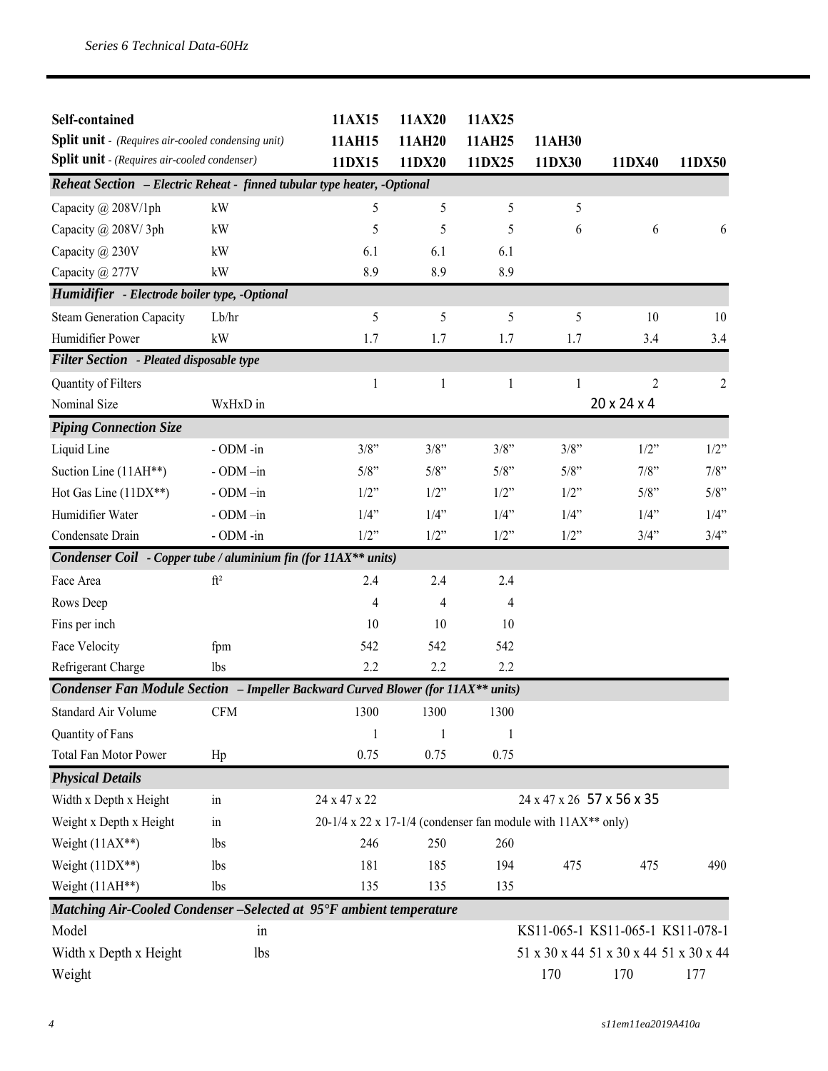| Self-contained | | 11AX15 | 11AX20 | 11AX25 | | | |
|---|---|---|---|---|---|---|---|
| **Split unit** - *(Requires air-cooled condensing unit)* | | 11AH15 | 11AH20 | 11AH25 | 11AH30 | | |
| **Split unit** - *(Requires air-cooled condenser)* | | 11DX15 | 11DX20 | 11DX25 | 11DX30 | 11DX40 | 11DX50 |
| ***Reheat Section – Electric Reheat - finned tubular type heater, -Optional*** | | | | | | | |
| Capacity @ 208V/1ph | kW | 5 | 5 | 5 | 5 | | |
| Capacity @ 208V/ 3ph | kW | 5 | 5 | 5 | 6 | 6 | 6 |
| Capacity @ 230V | kW | 6.1 | 6.1 | 6.1 | | | |
| Capacity @ 277V | kW | 8.9 | 8.9 | 8.9 | | | |
| ***Humidifier - Electrode boiler type, -Optional*** | | | | | | | |
| Steam Generation Capacity | Lb/hr | 5 | 5 | 5 | 5 | 10 | 10 |
| Humidifier Power | kW | 1.7 | 1.7 | 1.7 | 1.7 | 3.4 | 3.4 |
| ***Filter Section - Pleated disposable type*** | | | | | | | |
| Quantity of Filters | | 1 | 1 | 1 | 1 | 2 | 2 |
| Nominal Size | WxHxD in | | | | | 20 x 24 x 4 | |
| ***Piping Connection Size*** | | | | | | | |
| Liquid Line | - ODM -in | 3/8" | 3/8" | 3/8" | 3/8" | 1/2" | 1/2" |
| Suction Line (11AH**) | - ODM –in | 5/8" | 5/8" | 5/8" | 5/8" | 7/8" | 7/8" |
| Hot Gas Line (11DX**) | - ODM –in | 1/2" | 1/2" | 1/2" | 1/2" | 5/8" | 5/8" |
| Humidifier Water | - ODM –in | 1/4" | 1/4" | 1/4" | 1/4" | 1/4" | 1/4" |
| Condensate Drain | - ODM -in | 1/2" | 1/2" | 1/2" | 1/2" | 3/4" | 3/4" |
| ***Condenser Coil - Copper tube / aluminium fin (for 11AX** units)*** | | | | | | | |
| Face Area | ft² | 2.4 | 2.4 | 2.4 | | | |
| Rows Deep | | 4 | 4 | 4 | | | |
| Fins per inch | | 10 | 10 | 10 | | | |
| Face Velocity | fpm | 542 | 542 | 542 | | | |
| Refrigerant Charge | lbs | 2.2 | 2.2 | 2.2 | | | |
| ***Condenser Fan Module Section – Impeller Backward Curved Blower (for 11AX** units)*** | | | | | | | |
| Standard Air Volume | CFM | 1300 | 1300 | 1300 | | | |
| Quantity of Fans | | 1 | 1 | 1 | | | |
| Total Fan Motor Power | Hp | 0.75 | 0.75 | 0.75 | | | |
| ***Physical Details*** | | | | | | | |
| Width x Depth x Height | in | 24 x 47 x 22 | | | 24 x 47 x 26 | 57 x 56 x 35 | |
| Weight x Depth x Height | in | 20-1/4 x 22 x 17-1/4 (condenser fan module with 11AX** only) | | | | | |
| Weight (11AX**) | lbs | 246 | 250 | 260 | | | |
| Weight (11DX**) | lbs | 181 | 185 | 194 | 475 | 475 | 490 |
| Weight (11AH**) | lbs | 135 | 135 | 135 | | | |
| ***Matching Air-Cooled Condenser –Selected at 95°F ambient temperature*** | | | | | | | |
| Model | in | | | | KS11-065-1 | KS11-065-1 | KS11-078-1 |
| Width x Depth x Height | lbs | | | | 51 x 30 x 44 | 51 x 30 x 44 | 51 x 30 x 44 |
| Weight | | | | | 170 | 170 | 177 |

s11em11ea2019A410a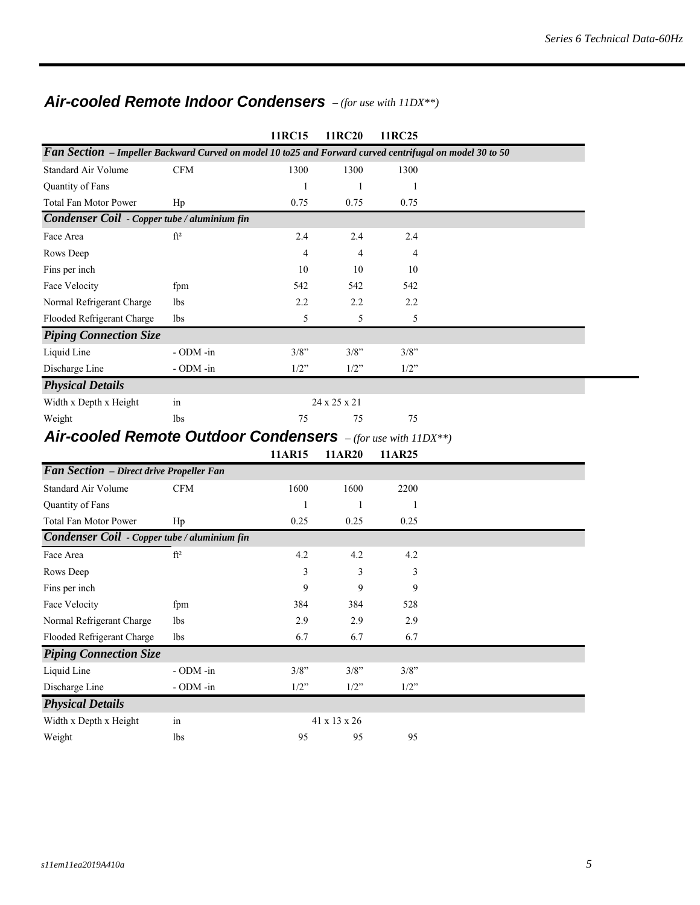## *Air-cooled Remote Indoor Condensers* *– (for use with 11DX**)*

| | | 11RC15 | 11RC20 | 11RC25 |
|---|---|---|---|---|
| ***Fan Section*** ***– Impeller Backward Curved on model 10 to25 and Forward curved centrifugal on model 30 to 50*** | | | | |
| Standard Air Volume | CFM | 1300 | 1300 | 1300 |
| Quantity of Fans | | 1 | 1 | 1 |
| Total Fan Motor Power | Hp | 0.75 | 0.75 | 0.75 |
| ***Condenser Coil*** ***- Copper tube / aluminium fin*** | | | | |
| Face Area | ft² | 2.4 | 2.4 | 2.4 |
| Rows Deep | | 4 | 4 | 4 |
| Fins per inch | | 10 | 10 | 10 |
| Face Velocity | fpm | 542 | 542 | 542 |
| Normal Refrigerant Charge | lbs | 2.2 | 2.2 | 2.2 |
| Flooded Refrigerant Charge | lbs | 5 | 5 | 5 |
| ***Piping Connection Size*** | | | | |
| Liquid Line | - ODM -in | 3/8" | 3/8" | 3/8" |
| Discharge Line | - ODM -in | 1/2" | 1/2" | 1/2" |
| ***Physical Details*** | | | | |
| Width x Depth x Height | in | | 24 x 25 x 21 | |
| Weight | lbs | 75 | 75 | 75 |

## *Air-cooled Remote Outdoor Condensers* *– (for use with 11DX**)*

| | | 11AR15 | 11AR20 | 11AR25 |
|---|---|---|---|---|
| ***Fan Section*** ***– Direct drive Propeller Fan*** | | | | |
| Standard Air Volume | CFM | 1600 | 1600 | 2200 |
| Quantity of Fans | | 1 | 1 | 1 |
| Total Fan Motor Power | Hp | 0.25 | 0.25 | 0.25 |
| ***Condenser Coil*** ***- Copper tube / aluminium fin*** | | | | |
| Face Area | ft² | 4.2 | 4.2 | 4.2 |
| Rows Deep | | 3 | 3 | 3 |
| Fins per inch | | 9 | 9 | 9 |
| Face Velocity | fpm | 384 | 384 | 528 |
| Normal Refrigerant Charge | lbs | 2.9 | 2.9 | 2.9 |
| Flooded Refrigerant Charge | lbs | 6.7 | 6.7 | 6.7 |
| ***Piping Connection Size*** | | | | |
| Liquid Line | - ODM -in | 3/8" | 3/8" | 3/8" |
| Discharge Line | - ODM -in | 1/2" | 1/2" | 1/2" |
| ***Physical Details*** | | | | |
| Width x Depth x Height | in | | 41 x 13 x 26 | |
| Weight | lbs | 95 | 95 | 95 |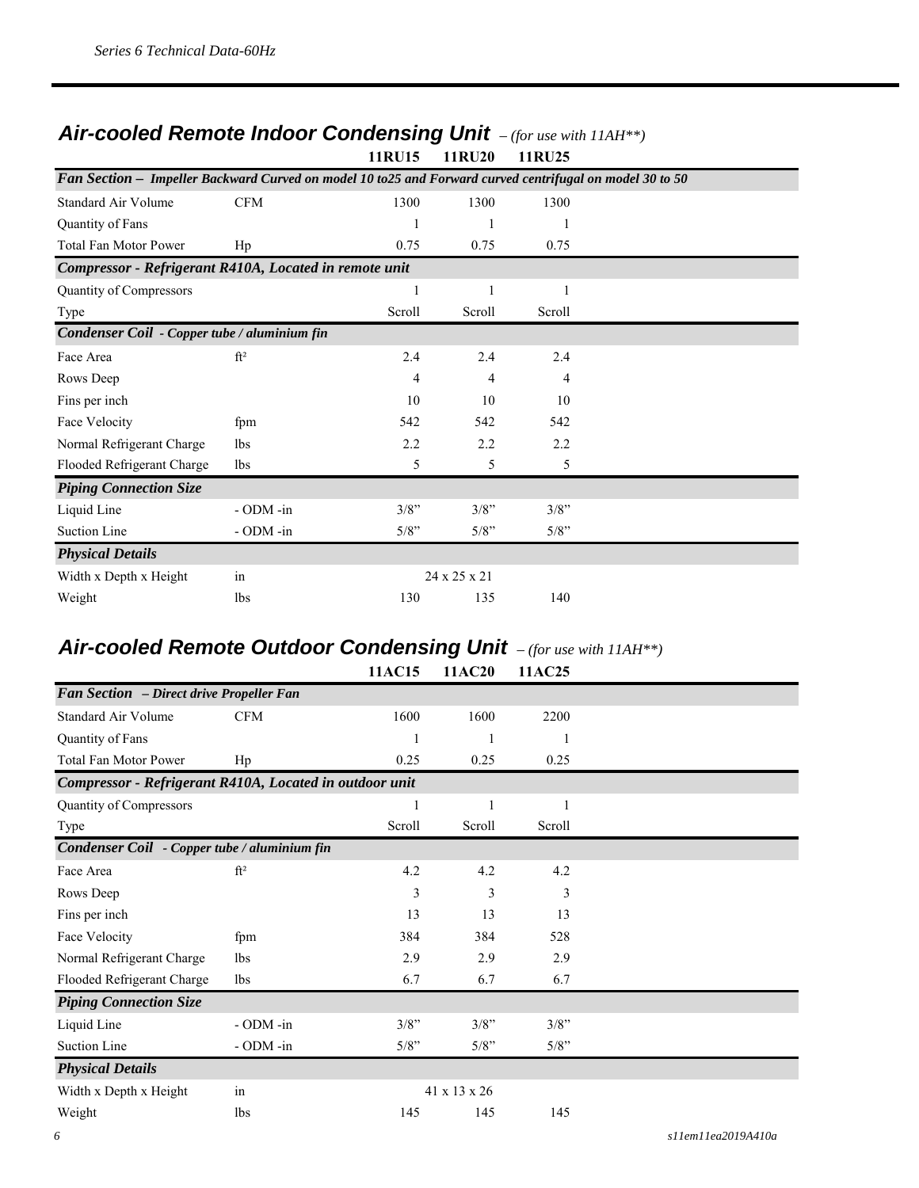## Air-cooled Remote Indoor Condensing Unit – *(for use with 11AH**)*

| | | 11RU15 | 11RU20 | 11RU25 |
|---|---|---|---|---|
| ***Fan Section – Impeller Backward Curved on model 10 to25 and Forward curved centrifugal on model 30 to 50*** | | | | |
| Standard Air Volume | CFM | 1300 | 1300 | 1300 |
| Quantity of Fans | | 1 | 1 | 1 |
| Total Fan Motor Power | Hp | 0.75 | 0.75 | 0.75 |
| ***Compressor - Refrigerant R410A, Located in remote unit*** | | | | |
| Quantity of Compressors | | 1 | 1 | 1 |
| Type | | Scroll | Scroll | Scroll |
| ***Condenser Coil - Copper tube / aluminium fin*** | | | | |
| Face Area | ft² | 2.4 | 2.4 | 2.4 |
| Rows Deep | | 4 | 4 | 4 |
| Fins per inch | | 10 | 10 | 10 |
| Face Velocity | fpm | 542 | 542 | 542 |
| Normal Refrigerant Charge | lbs | 2.2 | 2.2 | 2.2 |
| Flooded Refrigerant Charge | lbs | 5 | 5 | 5 |
| ***Piping Connection Size*** | | | | |
| Liquid Line | - ODM -in | 3/8” | 3/8” | 3/8” |
| Suction Line | - ODM -in | 5/8” | 5/8” | 5/8” |
| ***Physical Details*** | | | | |
| Width x Depth x Height | in | | 24 x 25 x 21 | |
| Weight | lbs | 130 | 135 | 140 |

## Air-cooled Remote Outdoor Condensing Unit – *(for use with 11AH**)*

| | | 11AC15 | 11AC20 | 11AC25 |
|---|---|---|---|---|
| ***Fan Section – Direct drive Propeller Fan*** | | | | |
| Standard Air Volume | CFM | 1600 | 1600 | 2200 |
| Quantity of Fans | | 1 | 1 | 1 |
| Total Fan Motor Power | Hp | 0.25 | 0.25 | 0.25 |
| ***Compressor - Refrigerant R410A, Located in outdoor unit*** | | | | |
| Quantity of Compressors | | 1 | 1 | 1 |
| Type | | Scroll | Scroll | Scroll |
| ***Condenser Coil - Copper tube / aluminium fin*** | | | | |
| Face Area | ft² | 4.2 | 4.2 | 4.2 |
| Rows Deep | | 3 | 3 | 3 |
| Fins per inch | | 13 | 13 | 13 |
| Face Velocity | fpm | 384 | 384 | 528 |
| Normal Refrigerant Charge | lbs | 2.9 | 2.9 | 2.9 |
| Flooded Refrigerant Charge | lbs | 6.7 | 6.7 | 6.7 |
| ***Piping Connection Size*** | | | | |
| Liquid Line | - ODM -in | 3/8” | 3/8” | 3/8” |
| Suction Line | - ODM -in | 5/8” | 5/8” | 5/8” |
| ***Physical Details*** | | | | |
| Width x Depth x Height | in | | 41 x 13 x 26 | |
| Weight | lbs | 145 | 145 | 145 |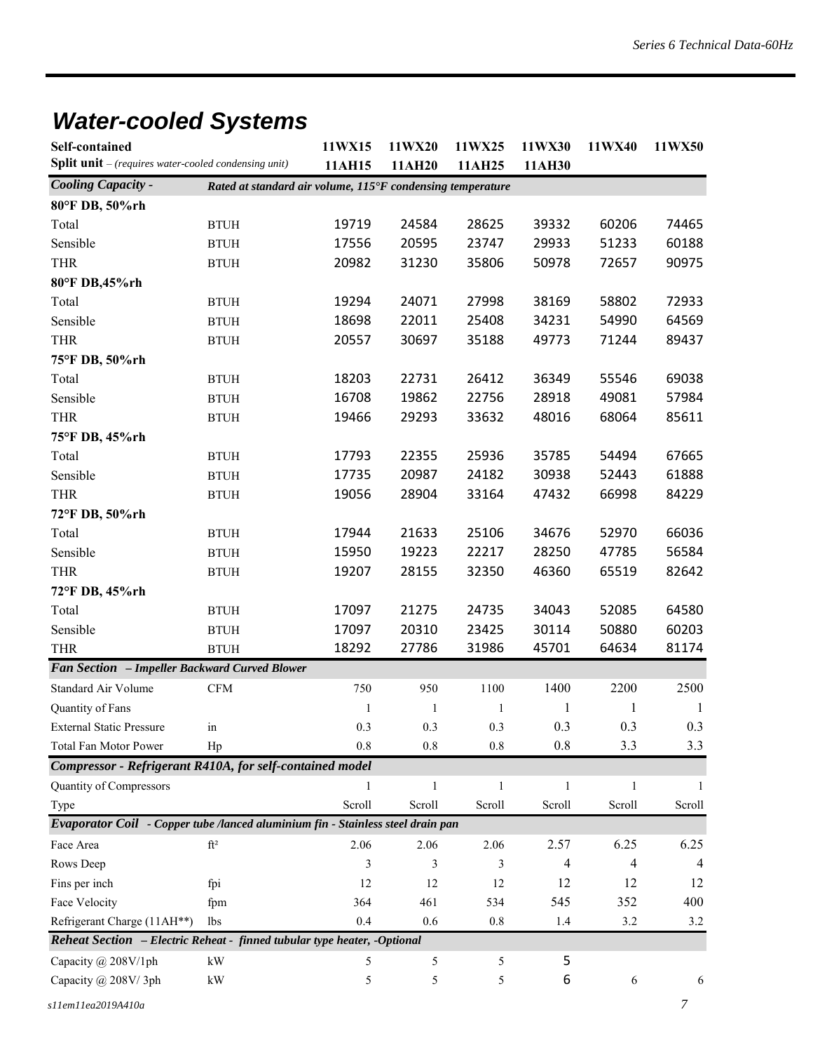# Water-cooled Systems

| **Self-contained** | | **11WX15** | **11WX20** | **11WX25** | **11WX30** | **11WX40** | **11WX50** |
|---|---|---|---|---|---|---|---|
| **Split unit** – *(requires water-cooled condensing unit)* | | **11AH15** | **11AH20** | **11AH25** | **11AH30** | | |
| ***Cooling Capacity -*** | ***Rated at standard air volume, 115°F condensing temperature*** | | | | | | |
| **80°F DB, 50%rh** | | | | | | | |
| Total | BTUH | 19719 | 24584 | 28625 | 39332 | 60206 | 74465 |
| Sensible | BTUH | 17556 | 20595 | 23747 | 29933 | 51233 | 60188 |
| THR | BTUH | 20982 | 31230 | 35806 | 50978 | 72657 | 90975 |
| **80°F DB,45%rh** | | | | | | | |
| Total | BTUH | 19294 | 24071 | 27998 | 38169 | 58802 | 72933 |
| Sensible | BTUH | 18698 | 22011 | 25408 | 34231 | 54990 | 64569 |
| THR | BTUH | 20557 | 30697 | 35188 | 49773 | 71244 | 89437 |
| **75°F DB, 50%rh** | | | | | | | |
| Total | BTUH | 18203 | 22731 | 26412 | 36349 | 55546 | 69038 |
| Sensible | BTUH | 16708 | 19862 | 22756 | 28918 | 49081 | 57984 |
| THR | BTUH | 19466 | 29293 | 33632 | 48016 | 68064 | 85611 |
| **75°F DB, 45%rh** | | | | | | | |
| Total | BTUH | 17793 | 22355 | 25936 | 35785 | 54494 | 67665 |
| Sensible | BTUH | 17735 | 20987 | 24182 | 30938 | 52443 | 61888 |
| THR | BTUH | 19056 | 28904 | 33164 | 47432 | 66998 | 84229 |
| **72°F DB, 50%rh** | | | | | | | |
| Total | BTUH | 17944 | 21633 | 25106 | 34676 | 52970 | 66036 |
| Sensible | BTUH | 15950 | 19223 | 22217 | 28250 | 47785 | 56584 |
| THR | BTUH | 19207 | 28155 | 32350 | 46360 | 65519 | 82642 |
| **72°F DB, 45%rh** | | | | | | | |
| Total | BTUH | 17097 | 21275 | 24735 | 34043 | 52085 | 64580 |
| Sensible | BTUH | 17097 | 20310 | 23425 | 30114 | 50880 | 60203 |
| THR | BTUH | 18292 | 27786 | 31986 | 45701 | 64634 | 81174 |
| ***Fan Section – Impeller Backward Curved Blower*** | | | | | | | |
| Standard Air Volume | CFM | 750 | 950 | 1100 | 1400 | 2200 | 2500 |
| Quantity of Fans | | 1 | 1 | 1 | 1 | 1 | 1 |
| External Static Pressure | in | 0.3 | 0.3 | 0.3 | 0.3 | 0.3 | 0.3 |
| Total Fan Motor Power | Hp | 0.8 | 0.8 | 0.8 | 0.8 | 3.3 | 3.3 |
| ***Compressor - Refrigerant R410A, for self-contained model*** | | | | | | | |
| Quantity of Compressors | | 1 | 1 | 1 | 1 | 1 | 1 |
| Type | | Scroll | Scroll | Scroll | Scroll | Scroll | Scroll |
| ***Evaporator Coil - Copper tube /lanced aluminium fin - Stainless steel drain pan*** | | | | | | | |
| Face Area | ft² | 2.06 | 2.06 | 2.06 | 2.57 | 6.25 | 6.25 |
| Rows Deep | | 3 | 3 | 3 | 4 | 4 | 4 |
| Fins per inch | fpi | 12 | 12 | 12 | 12 | 12 | 12 |
| Face Velocity | fpm | 364 | 461 | 534 | 545 | 352 | 400 |
| Refrigerant Charge (11AH**) | lbs | 0.4 | 0.6 | 0.8 | 1.4 | 3.2 | 3.2 |
| ***Reheat Section – Electric Reheat - finned tubular type heater, -Optional*** | | | | | | | |
| Capacity @ 208V/1ph | kW | 5 | 5 | 5 | 5 | | |
| Capacity @ 208V/ 3ph | kW | 5 | 5 | 5 | 6 | 6 | 6 |

*s11em11ea2019A410a*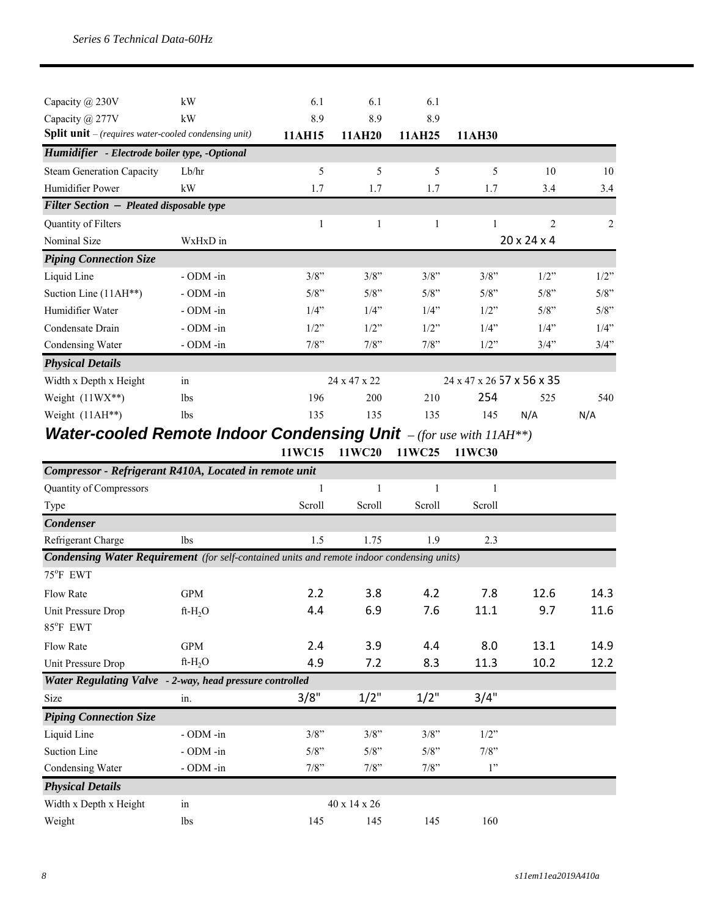| | | | | | | | |
|---|---|---|---|---|---|---|---|
| Capacity @ 230V | kW | 6.1 | 6.1 | 6.1 | | | |
| Capacity @ 277V | kW | 8.9 | 8.9 | 8.9 | | | |
| **Split unit** – *(requires water-cooled condensing unit)* | | **11AH15** | **11AH20** | **11AH25** | **11AH30** | | |
| ***Humidifier** - Electrode boiler type, -Optional* | | | | | | | |
| Steam Generation Capacity | Lb/hr | 5 | 5 | 5 | 5 | 10 | 10 |
| Humidifier Power | kW | 1.7 | 1.7 | 1.7 | 1.7 | 3.4 | 3.4 |
| ***Filter Section** – Pleated disposable type* | | | | | | | |
| Quantity of Filters | | 1 | 1 | 1 | 1 | 2 | 2 |
| Nominal Size | WxHxD in | | | | | 20 x 24 x 4 | |
| ***Piping Connection Size*** | | | | | | | |
| Liquid Line | - ODM -in | 3/8” | 3/8” | 3/8” | 3/8” | 1/2” | 1/2” |
| Suction Line (11AH**) | - ODM -in | 5/8” | 5/8” | 5/8” | 5/8” | 5/8” | 5/8” |
| Humidifier Water | - ODM -in | 1/4” | 1/4” | 1/4” | 1/2” | 5/8” | 5/8” |
| Condensate Drain | - ODM -in | 1/2” | 1/2” | 1/2” | 1/4” | 1/4” | 1/4” |
| Condensing Water | - ODM -in | 7/8” | 7/8” | 7/8” | 1/2” | 3/4” | 3/4” |
| ***Physical Details*** | | | | | | | |
| Width x Depth x Height | in | | 24 x 47 x 22 | | 24 x 47 x 26 | 57 x 56 x 35 | |
| Weight (11WX**) | lbs | 196 | 200 | 210 | 254 | 525 | 540 |
| Weight (11AH**) | lbs | 135 | 135 | 135 | 145 | N/A | N/A |

## Water-cooled Remote Indoor Condensing Unit *– (for use with 11AH**)*

| | | 11WC15 | 11WC20 | 11WC25 | 11WC30 | | |
|---|---|---|---|---|---|---|---|
| ***Compressor - Refrigerant R410A, Located in remote unit*** | | | | | | | |
| Quantity of Compressors | | 1 | 1 | 1 | 1 | | |
| Type | | Scroll | Scroll | Scroll | Scroll | | |
| ***Condenser*** | | | | | | | |
| Refrigerant Charge | lbs | 1.5 | 1.75 | 1.9 | 2.3 | | |
| ***Condensing Water Requirement** (for self-contained units and remote indoor condensing units)* | | | | | | | |
| 75°F EWT | | | | | | | |
| Flow Rate | GPM | 2.2 | 3.8 | 4.2 | 7.8 | 12.6 | 14.3 |
| Unit Pressure Drop | ft-$H_2O$ | 4.4 | 6.9 | 7.6 | 11.1 | 9.7 | 11.6 |
| 85°F EWT | | | | | | | |
| Flow Rate | GPM | 2.4 | 3.9 | 4.4 | 8.0 | 13.1 | 14.9 |
| Unit Pressure Drop | ft-$H_2O$ | 4.9 | 7.2 | 8.3 | 11.3 | 10.2 | 12.2 |
| ***Water Regulating Valve** - 2-way, head pressure controlled* | | | | | | | |
| Size | in. | 3/8" | 1/2" | 1/2" | 3/4" | | |
| ***Piping Connection Size*** | | | | | | | |
| Liquid Line | - ODM -in | 3/8” | 3/8” | 3/8” | 1/2” | | |
| Suction Line | - ODM -in | 5/8” | 5/8” | 5/8” | 7/8” | | |
| Condensing Water | - ODM -in | 7/8” | 7/8” | 7/8” | 1” | | |
| ***Physical Details*** | | | | | | | |
| Width x Depth x Height | in | | 40 x 14 x 26 | | | | |
| Weight | lbs | 145 | 145 | 145 | 160 | | |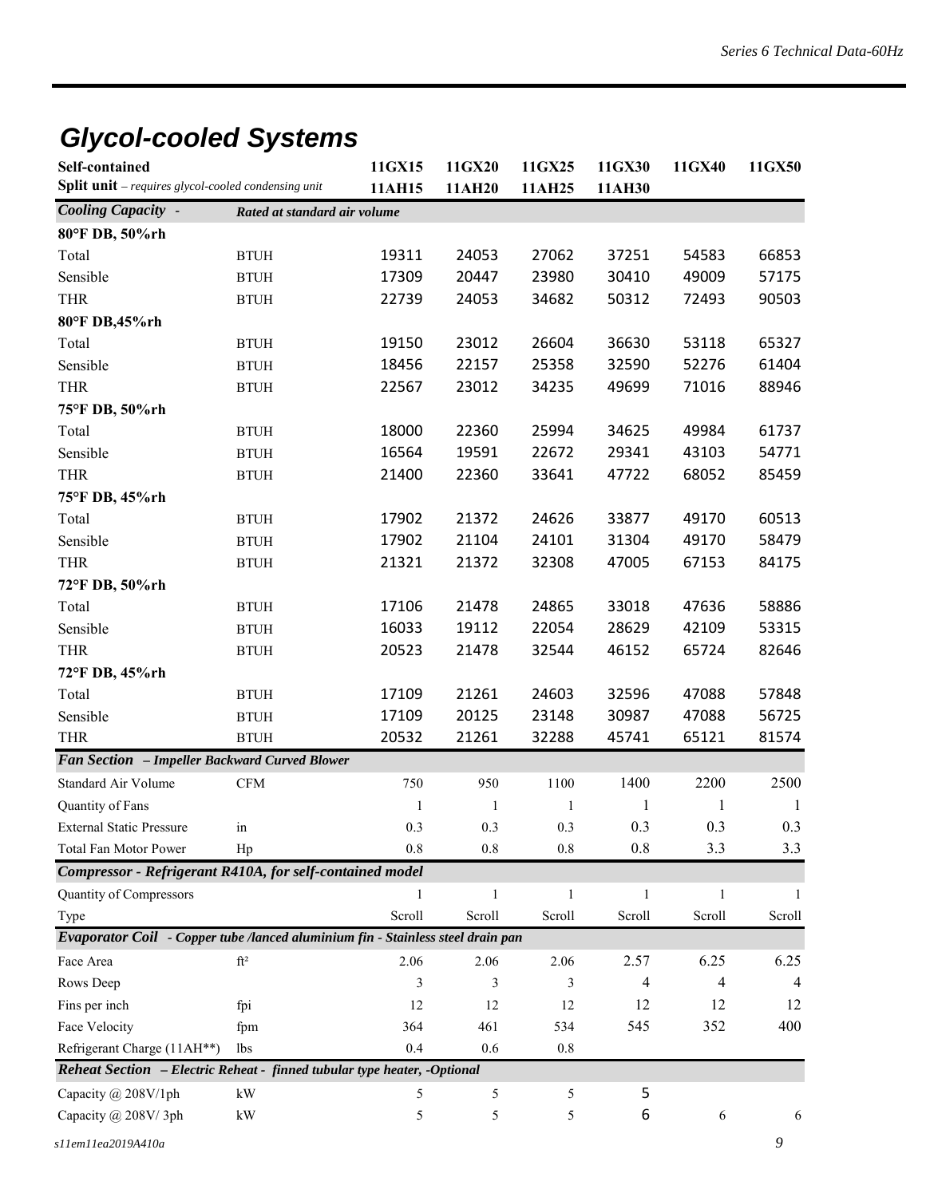# Glycol-cooled Systems

| **Self-contained** | | **11GX15** | **11GX20** | **11GX25** | **11GX30** | **11GX40** | **11GX50** |
|---|---|---|---|---|---|---|---|
| **Split unit** – *requires glycol-cooled condensing unit* | | **11AH15** | **11AH20** | **11AH25** | **11AH30** | | |
| ***Cooling Capacity*** - | ***Rated at standard air volume*** | | | | | | |
| **80°F DB, 50%rh** | | | | | | | |
| Total | BTUH | 19311 | 24053 | 27062 | 37251 | 54583 | 66853 |
| Sensible | BTUH | 17309 | 20447 | 23980 | 30410 | 49009 | 57175 |
| THR | BTUH | 22739 | 24053 | 34682 | 50312 | 72493 | 90503 |
| **80°F DB,45%rh** | | | | | | | |
| Total | BTUH | 19150 | 23012 | 26604 | 36630 | 53118 | 65327 |
| Sensible | BTUH | 18456 | 22157 | 25358 | 32590 | 52276 | 61404 |
| THR | BTUH | 22567 | 23012 | 34235 | 49699 | 71016 | 88946 |
| **75°F DB, 50%rh** | | | | | | | |
| Total | BTUH | 18000 | 22360 | 25994 | 34625 | 49984 | 61737 |
| Sensible | BTUH | 16564 | 19591 | 22672 | 29341 | 43103 | 54771 |
| THR | BTUH | 21400 | 22360 | 33641 | 47722 | 68052 | 85459 |
| **75°F DB, 45%rh** | | | | | | | |
| Total | BTUH | 17902 | 21372 | 24626 | 33877 | 49170 | 60513 |
| Sensible | BTUH | 17902 | 21104 | 24101 | 31304 | 49170 | 58479 |
| THR | BTUH | 21321 | 21372 | 32308 | 47005 | 67153 | 84175 |
| **72°F DB, 50%rh** | | | | | | | |
| Total | BTUH | 17106 | 21478 | 24865 | 33018 | 47636 | 58886 |
| Sensible | BTUH | 16033 | 19112 | 22054 | 28629 | 42109 | 53315 |
| THR | BTUH | 20523 | 21478 | 32544 | 46152 | 65724 | 82646 |
| **72°F DB, 45%rh** | | | | | | | |
| Total | BTUH | 17109 | 21261 | 24603 | 32596 | 47088 | 57848 |
| Sensible | BTUH | 17109 | 20125 | 23148 | 30987 | 47088 | 56725 |
| THR | BTUH | 20532 | 21261 | 32288 | 45741 | 65121 | 81574 |
| ***Fan Section – Impeller Backward Curved Blower*** | | | | | | | |
| Standard Air Volume | CFM | 750 | 950 | 1100 | 1400 | 2200 | 2500 |
| Quantity of Fans | | 1 | 1 | 1 | 1 | 1 | 1 |
| External Static Pressure | in | 0.3 | 0.3 | 0.3 | 0.3 | 0.3 | 0.3 |
| Total Fan Motor Power | Hp | 0.8 | 0.8 | 0.8 | 0.8 | 3.3 | 3.3 |
| ***Compressor - Refrigerant R410A, for self-contained model*** | | | | | | | |
| Quantity of Compressors | | 1 | 1 | 1 | 1 | 1 | 1 |
| Type | | Scroll | Scroll | Scroll | Scroll | Scroll | Scroll |
| ***Evaporator Coil - Copper tube /lanced aluminium fin - Stainless steel drain pan*** | | | | | | | |
| Face Area | ft² | 2.06 | 2.06 | 2.06 | 2.57 | 6.25 | 6.25 |
| Rows Deep | | 3 | 3 | 3 | 4 | 4 | 4 |
| Fins per inch | fpi | 12 | 12 | 12 | 12 | 12 | 12 |
| Face Velocity | fpm | 364 | 461 | 534 | 545 | 352 | 400 |
| Refrigerant Charge (11AH**) | lbs | 0.4 | 0.6 | 0.8 | | | |
| ***Reheat Section – Electric Reheat - finned tubular type heater, -Optional*** | | | | | | | |
| Capacity @ 208V/1ph | kW | 5 | 5 | 5 | 5 | | |
| Capacity @ 208V/ 3ph | kW | 5 | 5 | 5 | 6 | 6 | 6 |

*s11em11ea2019A410a*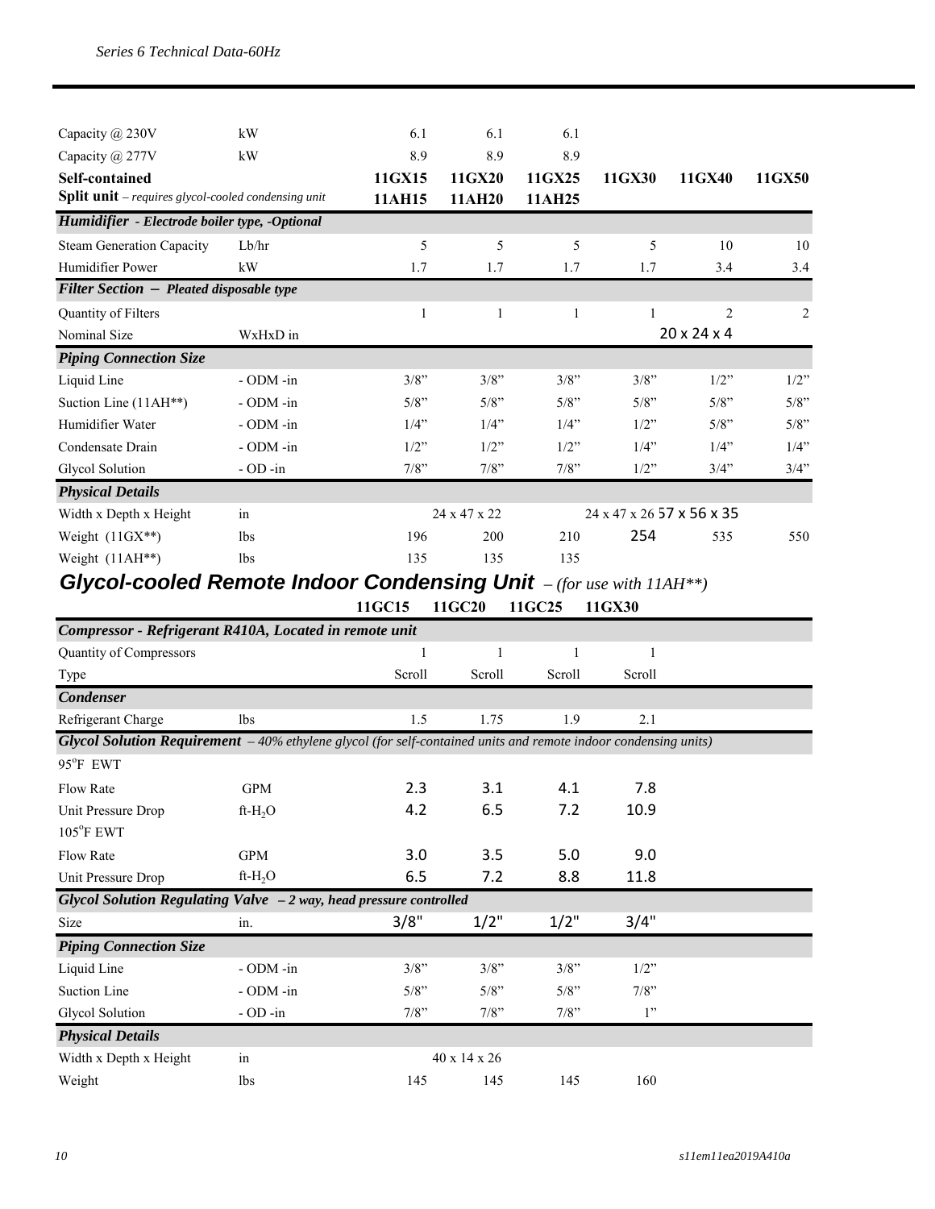| | | | | | | | |
|---|---|---|---|---|---|---|---|
| Capacity @ 230V | kW | 6.1 | 6.1 | 6.1 | | | |
| Capacity @ 277V | kW | 8.9 | 8.9 | 8.9 | | | |
| **Self-contained** | | **11GX15** | **11GX20** | **11GX25** | **11GX30** | **11GX40** | **11GX50** |
| **Split unit** – *requires glycol-cooled condensing unit* | | **11AH15** | **11AH20** | **11AH25** | | | |
| ***Humidifier** - Electrode boiler type, -Optional* | | | | | | | |
| Steam Generation Capacity | Lb/hr | 5 | 5 | 5 | 5 | 10 | 10 |
| Humidifier Power | kW | 1.7 | 1.7 | 1.7 | 1.7 | 3.4 | 3.4 |
| ***Filter Section** – Pleated disposable type* | | | | | | | |
| Quantity of Filters | | 1 | 1 | 1 | 1 | 2 | 2 |
| Nominal Size | WxHxD in | | | | | 20 x 24 x 4 | |
| ***Piping Connection Size*** | | | | | | | |
| Liquid Line | - ODM -in | 3/8" | 3/8" | 3/8" | 3/8" | 1/2" | 1/2" |
| Suction Line (11AH**) | - ODM -in | 5/8" | 5/8" | 5/8" | 5/8" | 5/8" | 5/8" |
| Humidifier Water | - ODM -in | 1/4" | 1/4" | 1/4" | 1/2" | 5/8" | 5/8" |
| Condensate Drain | - ODM -in | 1/2" | 1/2" | 1/2" | 1/4" | 1/4" | 1/4" |
| Glycol Solution | - OD -in | 7/8" | 7/8" | 7/8" | 1/2" | 3/4" | 3/4" |
| ***Physical Details*** | | | | | | | |
| Width x Depth x Height | in | | 24 x 47 x 22 | | 24 x 47 x 26 | 57 x 56 x 35 | |
| Weight (11GX**) | lbs | 196 | 200 | 210 | 254 | 535 | 550 |
| Weight (11AH**) | lbs | 135 | 135 | 135 | | | |

## Glycol-cooled Remote Indoor Condensing Unit *– (for use with 11AH**)*

| | | 11GC15 | 11GC20 | 11GC25 | 11GX30 |
|---|---|---|---|---|---|
| ***Compressor - Refrigerant R410A, Located in remote unit*** | | | | | |
| Quantity of Compressors | | 1 | 1 | 1 | 1 |
| Type | | Scroll | Scroll | Scroll | Scroll |
| ***Condenser*** | | | | | |
| Refrigerant Charge | lbs | 1.5 | 1.75 | 1.9 | 2.1 |
| ***Glycol Solution Requirement** – 40% ethylene glycol (for self-contained units and remote indoor condensing units)* | | | | | |
| 95°F EWT | | | | | |
| Flow Rate | GPM | 2.3 | 3.1 | 4.1 | 7.8 |
| Unit Pressure Drop | ft-$H_2O$ | 4.2 | 6.5 | 7.2 | 10.9 |
| 105°F EWT | | | | | |
| Flow Rate | GPM | 3.0 | 3.5 | 5.0 | 9.0 |
| Unit Pressure Drop | ft-$H_2O$ | 6.5 | 7.2 | 8.8 | 11.8 |
| ***Glycol Solution Regulating Valve** – 2 way, head pressure controlled* | | | | | |
| Size | in. | 3/8" | 1/2" | 1/2" | 3/4" |
| ***Piping Connection Size*** | | | | | |
| Liquid Line | - ODM -in | 3/8" | 3/8" | 3/8" | 1/2" |
| Suction Line | - ODM -in | 5/8" | 5/8" | 5/8" | 7/8" |
| Glycol Solution | - OD -in | 7/8" | 7/8" | 7/8" | 1" |
| ***Physical Details*** | | | | | |
| Width x Depth x Height | in | | 40 x 14 x 26 | | |
| Weight | lbs | 145 | 145 | 145 | 160 |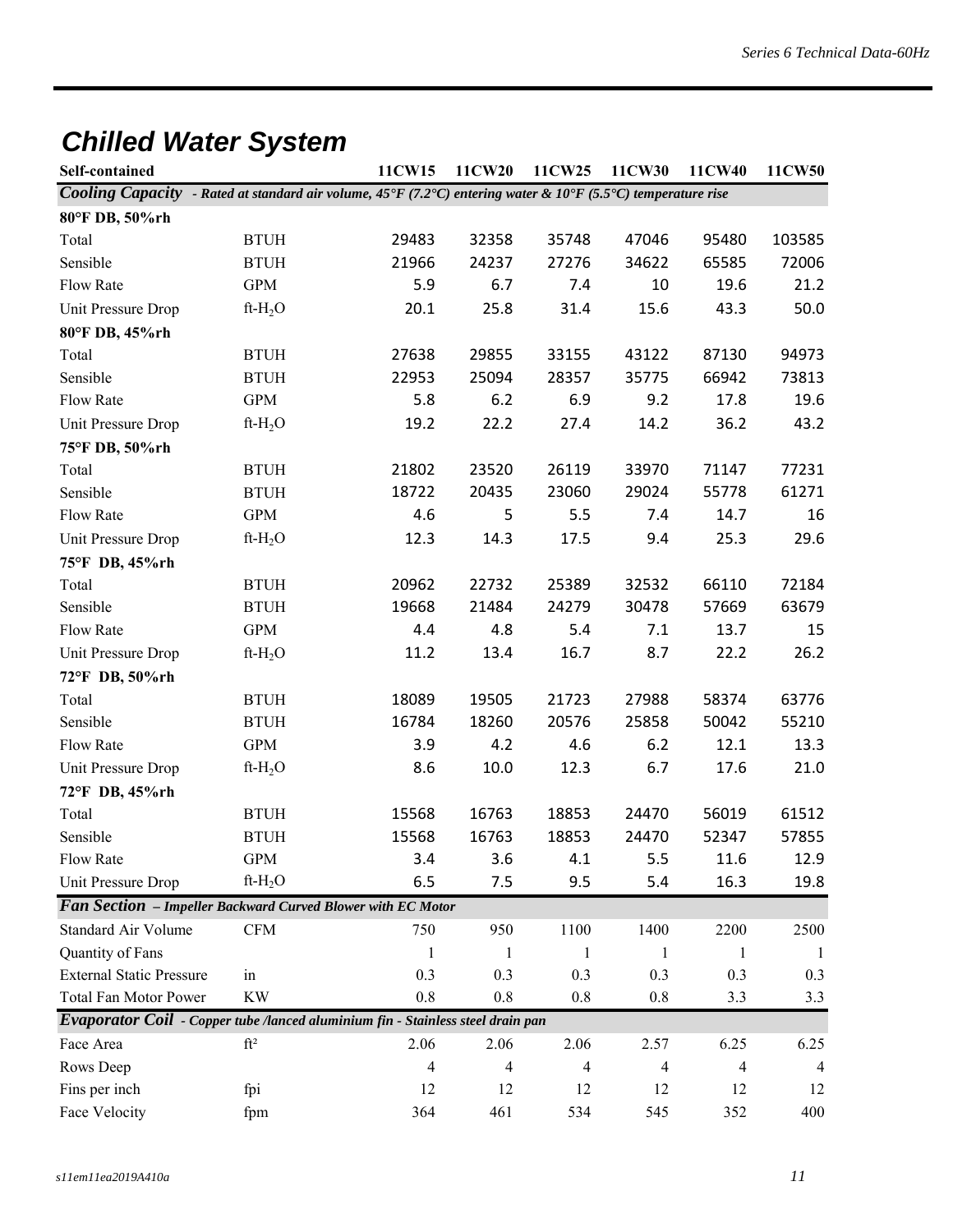## Chilled Water System

| Self-contained | | 11CW15 | 11CW20 | 11CW25 | 11CW30 | 11CW40 | 11CW50 |
|---|---|---|---|---|---|---|---|
| ***Cooling Capacity** - Rated at standard air volume, 45°F (7.2°C) entering water & 10°F (5.5°C) temperature rise* | | | | | | | |
| **80°F DB, 50%rh** | | | | | | | |
| Total | BTUH | 29483 | 32358 | 35748 | 47046 | 95480 | 103585 |
| Sensible | BTUH | 21966 | 24237 | 27276 | 34622 | 65585 | 72006 |
| Flow Rate | GPM | 5.9 | 6.7 | 7.4 | 10 | 19.6 | 21.2 |
| Unit Pressure Drop | ft-$H_2O$ | 20.1 | 25.8 | 31.4 | 15.6 | 43.3 | 50.0 |
| **80°F DB, 45%rh** | | | | | | | |
| Total | BTUH | 27638 | 29855 | 33155 | 43122 | 87130 | 94973 |
| Sensible | BTUH | 22953 | 25094 | 28357 | 35775 | 66942 | 73813 |
| Flow Rate | GPM | 5.8 | 6.2 | 6.9 | 9.2 | 17.8 | 19.6 |
| Unit Pressure Drop | ft-$H_2O$ | 19.2 | 22.2 | 27.4 | 14.2 | 36.2 | 43.2 |
| **75°F DB, 50%rh** | | | | | | | |
| Total | BTUH | 21802 | 23520 | 26119 | 33970 | 71147 | 77231 |
| Sensible | BTUH | 18722 | 20435 | 23060 | 29024 | 55778 | 61271 |
| Flow Rate | GPM | 4.6 | 5 | 5.5 | 7.4 | 14.7 | 16 |
| Unit Pressure Drop | ft-$H_2O$ | 12.3 | 14.3 | 17.5 | 9.4 | 25.3 | 29.6 |
| **75°F DB, 45%rh** | | | | | | | |
| Total | BTUH | 20962 | 22732 | 25389 | 32532 | 66110 | 72184 |
| Sensible | BTUH | 19668 | 21484 | 24279 | 30478 | 57669 | 63679 |
| Flow Rate | GPM | 4.4 | 4.8 | 5.4 | 7.1 | 13.7 | 15 |
| Unit Pressure Drop | ft-$H_2O$ | 11.2 | 13.4 | 16.7 | 8.7 | 22.2 | 26.2 |
| **72°F DB, 50%rh** | | | | | | | |
| Total | BTUH | 18089 | 19505 | 21723 | 27988 | 58374 | 63776 |
| Sensible | BTUH | 16784 | 18260 | 20576 | 25858 | 50042 | 55210 |
| Flow Rate | GPM | 3.9 | 4.2 | 4.6 | 6.2 | 12.1 | 13.3 |
| Unit Pressure Drop | ft-$H_2O$ | 8.6 | 10.0 | 12.3 | 6.7 | 17.6 | 21.0 |
| **72°F DB, 45%rh** | | | | | | | |
| Total | BTUH | 15568 | 16763 | 18853 | 24470 | 56019 | 61512 |
| Sensible | BTUH | 15568 | 16763 | 18853 | 24470 | 52347 | 57855 |
| Flow Rate | GPM | 3.4 | 3.6 | 4.1 | 5.5 | 11.6 | 12.9 |
| Unit Pressure Drop | ft-$H_2O$ | 6.5 | 7.5 | 9.5 | 5.4 | 16.3 | 19.8 |
| ***Fan Section** – Impeller Backward Curved Blower with EC Motor* | | | | | | | |
| Standard Air Volume | CFM | 750 | 950 | 1100 | 1400 | 2200 | 2500 |
| Quantity of Fans | | 1 | 1 | 1 | 1 | 1 | 1 |
| External Static Pressure | in | 0.3 | 0.3 | 0.3 | 0.3 | 0.3 | 0.3 |
| Total Fan Motor Power | KW | 0.8 | 0.8 | 0.8 | 0.8 | 3.3 | 3.3 |
| ***Evaporator Coil** - Copper tube /lanced aluminium fin - Stainless steel drain pan* | | | | | | | |
| Face Area | ft² | 2.06 | 2.06 | 2.06 | 2.57 | 6.25 | 6.25 |
| Rows Deep | | 4 | 4 | 4 | 4 | 4 | 4 |
| Fins per inch | fpi | 12 | 12 | 12 | 12 | 12 | 12 |
| Face Velocity | fpm | 364 | 461 | 534 | 545 | 352 | 400 |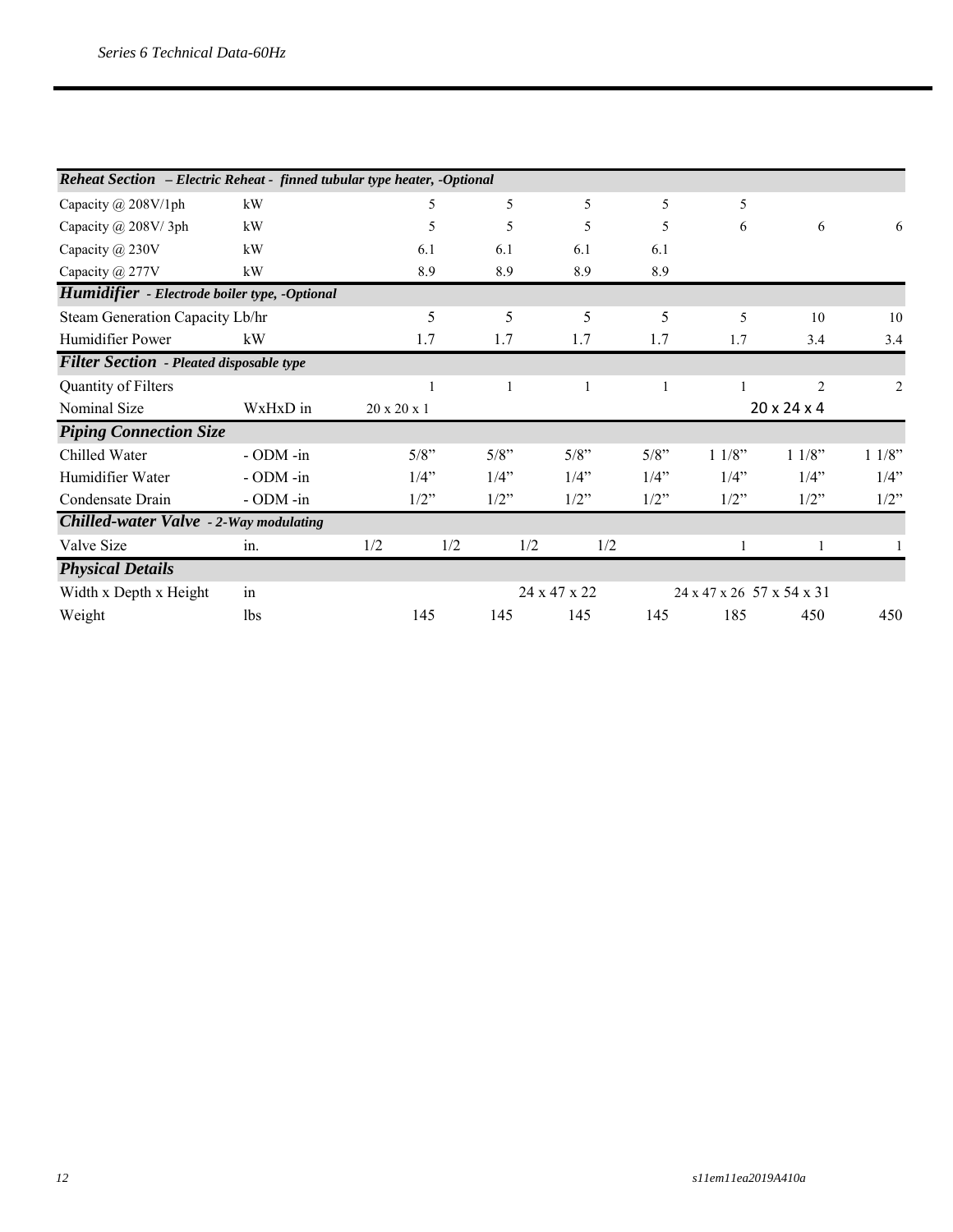*Series 6 Technical Data-60Hz*

| | | | | | | | | |
|---|---|---|---|---|---|---|---|---|
| ***Reheat Section*** ***– Electric Reheat - finned tubular type heater, -Optional*** | | | | | | | | |
| Capacity @ 208V/1ph | kW | 5 | 5 | 5 | 5 | 5 | | |
| Capacity @ 208V/ 3ph | kW | 5 | 5 | 5 | 5 | 6 | 6 | 6 |
| Capacity @ 230V | kW | 6.1 | 6.1 | 6.1 | 6.1 | | | |
| Capacity @ 277V | kW | 8.9 | 8.9 | 8.9 | 8.9 | | | |
| ***Humidifier*** ***- Electrode boiler type, -Optional*** | | | | | | | | |
| Steam Generation Capacity Lb/hr | | 5 | 5 | 5 | 5 | 5 | 10 | 10 |
| Humidifier Power | kW | 1.7 | 1.7 | 1.7 | 1.7 | 1.7 | 3.4 | 3.4 |
| ***Filter Section*** ***- Pleated disposable type*** | | | | | | | | |
| Quantity of Filters | | 1 | 1 | 1 | 1 | 1 | 2 | 2 |
| Nominal Size | WxHxD in | 20 x 20 x 1 | | | | | 20 x 24 x 4 | |
| ***Piping Connection Size*** | | | | | | | | |
| Chilled Water | - ODM -in | 5/8" | 5/8" | 5/8" | 5/8" | 1 1/8" | 1 1/8" | 1 1/8" |
| Humidifier Water | - ODM -in | 1/4" | 1/4" | 1/4" | 1/4" | 1/4" | 1/4" | 1/4" |
| Condensate Drain | - ODM -in | 1/2" | 1/2" | 1/2" | 1/2" | 1/2" | 1/2" | 1/2" |
| ***Chilled-water Valve*** ***- 2-Way modulating*** | | | | | | | | |
| Valve Size | in. | 1/2 | 1/2 | 1/2 | 1/2 | 1 | 1 | 1 |
| ***Physical Details*** | | | | | | | | |
| Width x Depth x Height | in | | | 24 x 47 x 22 | | 24 x 47 x 26 | 57 x 54 x 31 | |
| Weight | lbs | 145 | 145 | 145 | 145 | 185 | 450 | 450 |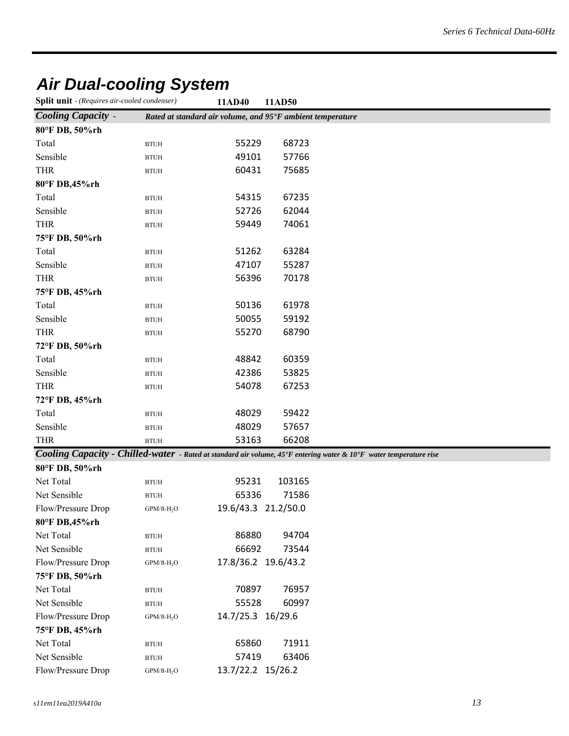# Air Dual-cooling System

| **Split unit** - *(Requires air-cooled condenser)* | | **11AD40** | **11AD50** |
|---|---|---|---|
| ***Cooling Capacity*** - | ***Rated at standard air volume, and 95°F ambient temperature*** | | |
| **80°F DB, 50%rh** | | | |
| Total | BTUH | 55229 | 68723 |
| Sensible | BTUH | 49101 | 57766 |
| THR | BTUH | 60431 | 75685 |
| **80°F DB,45%rh** | | | |
| Total | BTUH | 54315 | 67235 |
| Sensible | BTUH | 52726 | 62044 |
| THR | BTUH | 59449 | 74061 |
| **75°F DB, 50%rh** | | | |
| Total | BTUH | 51262 | 63284 |
| Sensible | BTUH | 47107 | 55287 |
| THR | BTUH | 56396 | 70178 |
| **75°F DB, 45%rh** | | | |
| Total | BTUH | 50136 | 61978 |
| Sensible | BTUH | 50055 | 59192 |
| THR | BTUH | 55270 | 68790 |
| **72°F DB, 50%rh** | | | |
| Total | BTUH | 48842 | 60359 |
| Sensible | BTUH | 42386 | 53825 |
| THR | BTUH | 54078 | 67253 |
| **72°F DB, 45%rh** | | | |
| Total | BTUH | 48029 | 59422 |
| Sensible | BTUH | 48029 | 57657 |
| THR | BTUH | 53163 | 66208 |
| ***Cooling Capacity - Chilled-water*** - *Rated at standard air volume, 45°F entering water & 10°F water temperature rise* | | | |
| **80°F DB, 50%rh** | | | |
| Net Total | BTUH | 95231 | 103165 |
| Net Sensible | BTUH | 65336 | 71586 |
| Flow/Pressure Drop | GPM/ft-$H_2O$ | 19.6/43.3 | 21.2/50.0 |
| **80°F DB,45%rh** | | | |
| Net Total | BTUH | 86880 | 94704 |
| Net Sensible | BTUH | 66692 | 73544 |
| Flow/Pressure Drop | GPM/ft-$H_2O$ | 17.8/36.2 | 19.6/43.2 |
| **75°F DB, 50%rh** | | | |
| Net Total | BTUH | 70897 | 76957 |
| Net Sensible | BTUH | 55528 | 60997 |
| Flow/Pressure Drop | GPM/ft-$H_2O$ | 14.7/25.3 | 16/29.6 |
| **75°F DB, 45%rh** | | | |
| Net Total | BTUH | 65860 | 71911 |
| Net Sensible | BTUH | 57419 | 63406 |
| Flow/Pressure Drop | GPM/ft-$H_2O$ | 13.7/22.2 | 15/26.2 |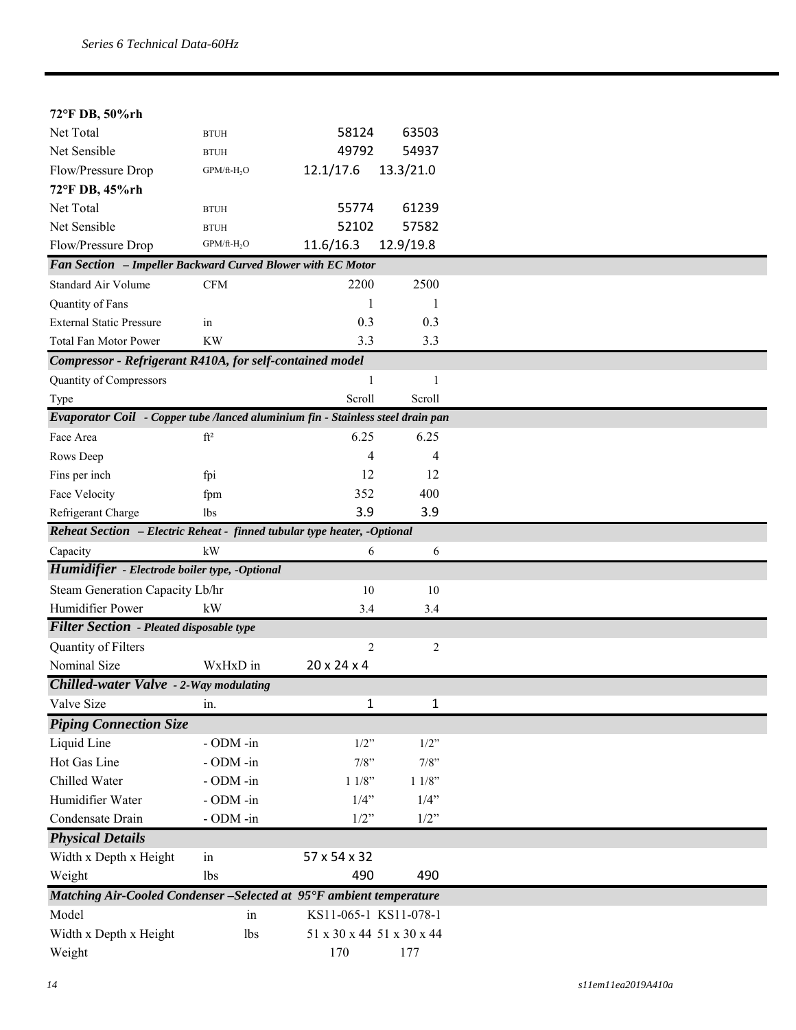| | | | |
|---|---|---|---|
| **72°F DB, 50%rh** | | | |
| Net Total | BTUH | 58124 | 63503 |
| Net Sensible | BTUH | 49792 | 54937 |
| Flow/Pressure Drop | GPM/ft-$H_2O$ | 12.1/17.6 | 13.3/21.0 |
| **72°F DB, 45%rh** | | | |
| Net Total | BTUH | 55774 | 61239 |
| Net Sensible | BTUH | 52102 | 57582 |
| Flow/Pressure Drop | GPM/ft-$H_2O$ | 11.6/16.3 | 12.9/19.8 |
| ***Fan Section – Impeller Backward Curved Blower with EC Motor*** | | | |
| Standard Air Volume | CFM | 2200 | 2500 |
| Quantity of Fans | | 1 | 1 |
| External Static Pressure | in | 0.3 | 0.3 |
| Total Fan Motor Power | KW | 3.3 | 3.3 |
| ***Compressor - Refrigerant R410A, for self-contained model*** | | | |
| Quantity of Compressors | | 1 | 1 |
| Type | | Scroll | Scroll |
| ***Evaporator Coil - Copper tube /lanced aluminium fin - Stainless steel drain pan*** | | | |
| Face Area | ft² | 6.25 | 6.25 |
| Rows Deep | | 4 | 4 |
| Fins per inch | fpi | 12 | 12 |
| Face Velocity | fpm | 352 | 400 |
| Refrigerant Charge | lbs | 3.9 | 3.9 |
| ***Reheat Section – Electric Reheat - finned tubular type heater, -Optional*** | | | |
| Capacity | kW | 6 | 6 |
| ***Humidifier - Electrode boiler type, -Optional*** | | | |
| Steam Generation Capacity Lb/hr | | 10 | 10 |
| Humidifier Power | kW | 3.4 | 3.4 |
| ***Filter Section - Pleated disposable type*** | | | |
| Quantity of Filters | | 2 | 2 |
| Nominal Size | WxHxD in | 20 x 24 x 4 | |
| ***Chilled-water Valve - 2-Way modulating*** | | | |
| Valve Size | in. | 1 | 1 |
| ***Piping Connection Size*** | | | |
| Liquid Line | - ODM -in | 1/2" | 1/2" |
| Hot Gas Line | - ODM -in | 7/8" | 7/8" |
| Chilled Water | - ODM -in | 1 1/8" | 1 1/8" |
| Humidifier Water | - ODM -in | 1/4" | 1/4" |
| Condensate Drain | - ODM -in | 1/2" | 1/2" |
| ***Physical Details*** | | | |
| Width x Depth x Height | in | 57 x 54 x 32 | |
| Weight | lbs | 490 | 490 |
| ***Matching Air-Cooled Condenser –Selected at 95°F ambient temperature*** | | | |
| Model | in | KS11-065-1 | KS11-078-1 |
| Width x Depth x Height | lbs | 51 x 30 x 44 | 51 x 30 x 44 |
| Weight | | 170 | 177 |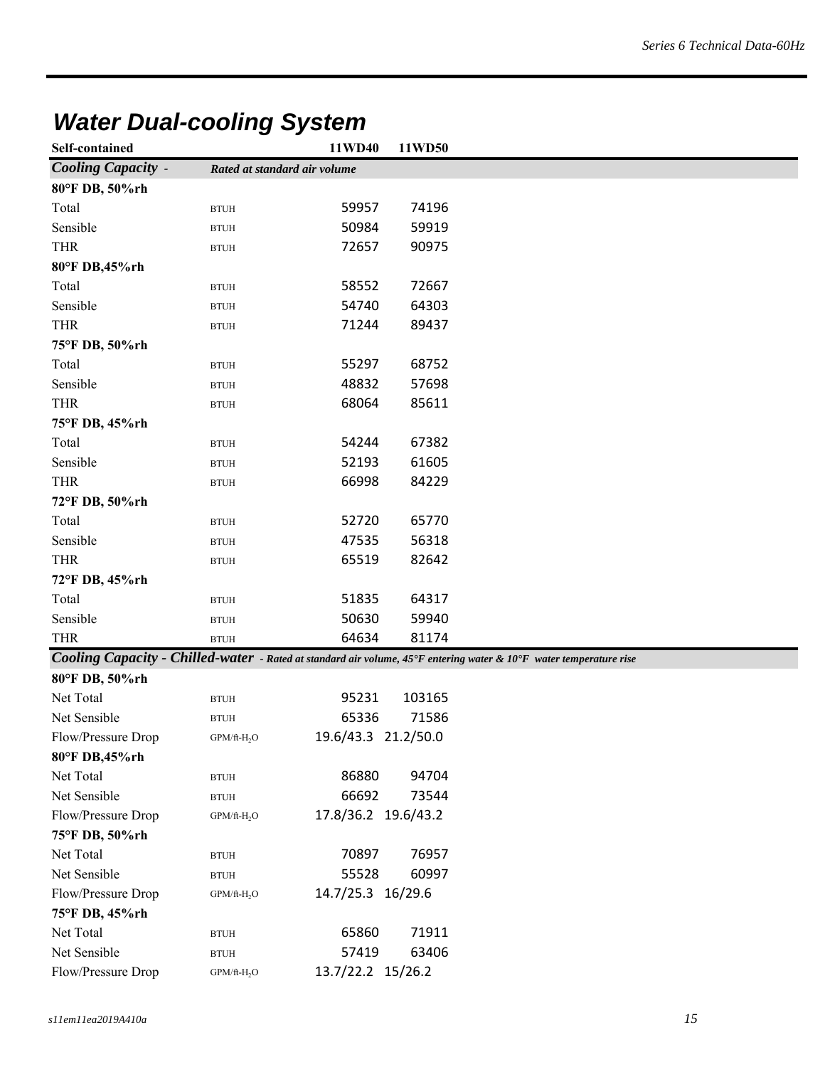## *Water Dual-cooling System*

| Self-contained | | 11WD40 | 11WD50 |
|---|---|---|---|
| ***Cooling Capacity*** - | ***Rated at standard air volume*** | | |
| **80°F DB, 50%rh** | | | |
| Total | BTUH | 59957 | 74196 |
| Sensible | BTUH | 50984 | 59919 |
| THR | BTUH | 72657 | 90975 |
| **80°F DB,45%rh** | | | |
| Total | BTUH | 58552 | 72667 |
| Sensible | BTUH | 54740 | 64303 |
| THR | BTUH | 71244 | 89437 |
| **75°F DB, 50%rh** | | | |
| Total | BTUH | 55297 | 68752 |
| Sensible | BTUH | 48832 | 57698 |
| THR | BTUH | 68064 | 85611 |
| **75°F DB, 45%rh** | | | |
| Total | BTUH | 54244 | 67382 |
| Sensible | BTUH | 52193 | 61605 |
| THR | BTUH | 66998 | 84229 |
| **72°F DB, 50%rh** | | | |
| Total | BTUH | 52720 | 65770 |
| Sensible | BTUH | 47535 | 56318 |
| THR | BTUH | 65519 | 82642 |
| **72°F DB, 45%rh** | | | |
| Total | BTUH | 51835 | 64317 |
| Sensible | BTUH | 50630 | 59940 |
| THR | BTUH | 64634 | 81174 |
| ***Cooling Capacity - Chilled-water*** - ***Rated at standard air volume, 45°F entering water & 10°F water temperature rise*** | | | |
| **80°F DB, 50%rh** | | | |
| Net Total | BTUH | 95231 | 103165 |
| Net Sensible | BTUH | 65336 | 71586 |
| Flow/Pressure Drop | GPM/ft-$H_2O$ | 19.6/43.3 | 21.2/50.0 |
| **80°F DB,45%rh** | | | |
| Net Total | BTUH | 86880 | 94704 |
| Net Sensible | BTUH | 66692 | 73544 |
| Flow/Pressure Drop | GPM/ft-$H_2O$ | 17.8/36.2 | 19.6/43.2 |
| **75°F DB, 50%rh** | | | |
| Net Total | BTUH | 70897 | 76957 |
| Net Sensible | BTUH | 55528 | 60997 |
| Flow/Pressure Drop | GPM/ft-$H_2O$ | 14.7/25.3 | 16/29.6 |
| **75°F DB, 45%rh** | | | |
| Net Total | BTUH | 65860 | 71911 |
| Net Sensible | BTUH | 57419 | 63406 |
| Flow/Pressure Drop | GPM/ft-$H_2O$ | 13.7/22.2 | 15/26.2 |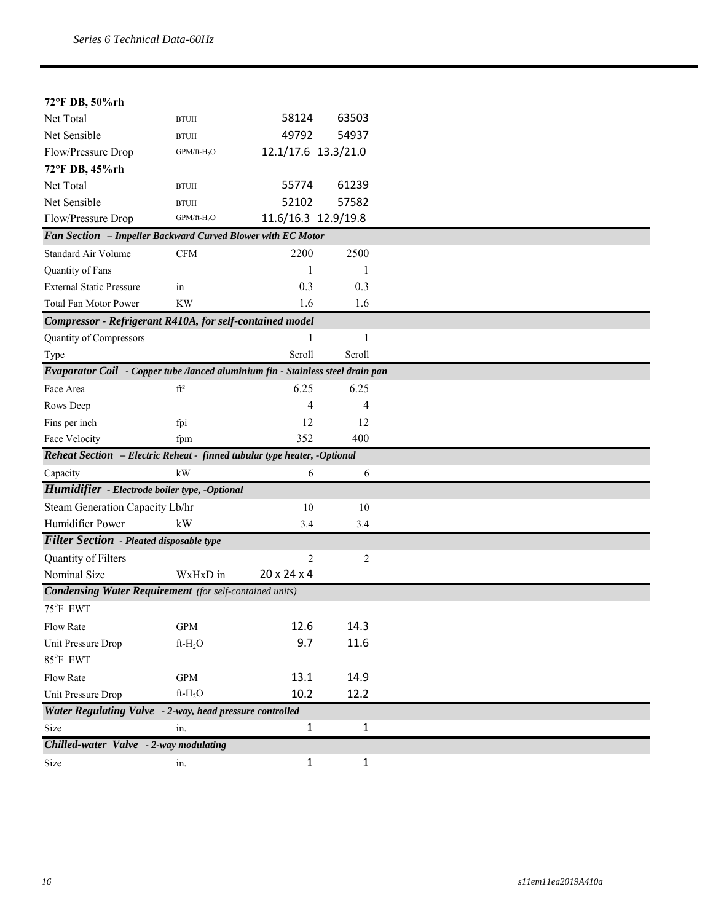| | | | |
|---|---|---|---|
| **72°F DB, 50%rh** | | | |
| Net Total | BTUH | 58124 | 63503 |
| Net Sensible | BTUH | 49792 | 54937 |
| Flow/Pressure Drop | GPM/ft-$H_2O$ | 12.1/17.6 | 13.3/21.0 |
| **72°F DB, 45%rh** | | | |
| Net Total | BTUH | 55774 | 61239 |
| Net Sensible | BTUH | 52102 | 57582 |
| Flow/Pressure Drop | GPM/ft-$H_2O$ | 11.6/16.3 | 12.9/19.8 |
| ***Fan Section – Impeller Backward Curved Blower with EC Motor*** | | | |
| Standard Air Volume | CFM | 2200 | 2500 |
| Quantity of Fans | | 1 | 1 |
| External Static Pressure | in | 0.3 | 0.3 |
| Total Fan Motor Power | KW | 1.6 | 1.6 |
| ***Compressor - Refrigerant R410A, for self-contained model*** | | | |
| Quantity of Compressors | | 1 | 1 |
| Type | | Scroll | Scroll |
| ***Evaporator Coil - Copper tube /lanced aluminium fin - Stainless steel drain pan*** | | | |
| Face Area | ft² | 6.25 | 6.25 |
| Rows Deep | | 4 | 4 |
| Fins per inch | fpi | 12 | 12 |
| Face Velocity | fpm | 352 | 400 |
| ***Reheat Section – Electric Reheat - finned tubular type heater, -Optional*** | | | |
| Capacity | kW | 6 | 6 |
| ***Humidifier - Electrode boiler type, -Optional*** | | | |
| Steam Generation Capacity Lb/hr | | 10 | 10 |
| Humidifier Power | kW | 3.4 | 3.4 |
| ***Filter Section - Pleated disposable type*** | | | |
| Quantity of Filters | | 2 | 2 |
| Nominal Size | WxHxD in | 20 x 24 x 4 | |
| ***Condensing Water Requirement** (for self-contained units)* | | | |
| 75°F EWT | | | |
| Flow Rate | GPM | 12.6 | 14.3 |
| Unit Pressure Drop | ft-$H_2O$ | 9.7 | 11.6 |
| 85°F EWT | | | |
| Flow Rate | GPM | 13.1 | 14.9 |
| Unit Pressure Drop | ft-$H_2O$ | 10.2 | 12.2 |
| ***Water Regulating Valve - 2-way, head pressure controlled*** | | | |
| Size | in. | 1 | 1 |
| ***Chilled-water Valve - 2-way modulating*** | | | |
| Size | in. | 1 | 1 |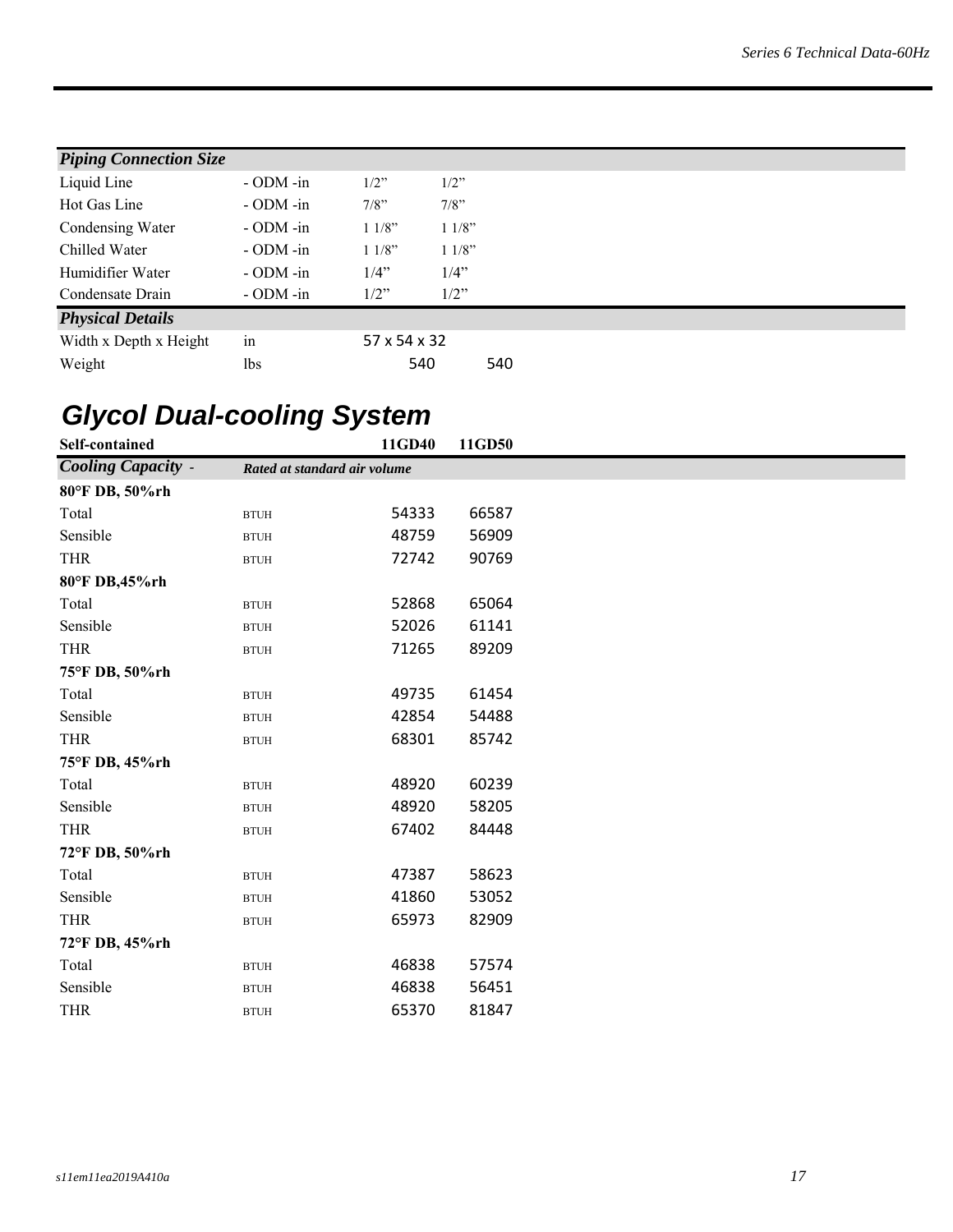| Piping Connection Size | | | |
|---|---|---|---|
| Liquid Line | - ODM -in | 1/2” | 1/2” |
| Hot Gas Line | - ODM -in | 7/8” | 7/8” |
| Condensing Water | - ODM -in | 1 1/8” | 1 1/8” |
| Chilled Water | - ODM -in | 1 1/8” | 1 1/8” |
| Humidifier Water | - ODM -in | 1/4” | 1/4” |
| Condensate Drain | - ODM -in | 1/2” | 1/2” |
| ***Physical Details*** | | | |
| Width x Depth x Height | in | 57 x 54 x 32 | |
| Weight | lbs | 540 | 540 |

## Glycol Dual-cooling System

| Self-contained | | 11GD40 | 11GD50 |
|---|---|---|---|
| ***Cooling Capacity*** - | ***Rated at standard air volume*** | | |
| **80°F DB, 50%rh** | | | |
| Total | BTUH | 54333 | 66587 |
| Sensible | BTUH | 48759 | 56909 |
| THR | BTUH | 72742 | 90769 |
| **80°F DB,45%rh** | | | |
| Total | BTUH | 52868 | 65064 |
| Sensible | BTUH | 52026 | 61141 |
| THR | BTUH | 71265 | 89209 |
| **75°F DB, 50%rh** | | | |
| Total | BTUH | 49735 | 61454 |
| Sensible | BTUH | 42854 | 54488 |
| THR | BTUH | 68301 | 85742 |
| **75°F DB, 45%rh** | | | |
| Total | BTUH | 48920 | 60239 |
| Sensible | BTUH | 48920 | 58205 |
| THR | BTUH | 67402 | 84448 |
| **72°F DB, 50%rh** | | | |
| Total | BTUH | 47387 | 58623 |
| Sensible | BTUH | 41860 | 53052 |
| THR | BTUH | 65973 | 82909 |
| **72°F DB, 45%rh** | | | |
| Total | BTUH | 46838 | 57574 |
| Sensible | BTUH | 46838 | 56451 |
| THR | BTUH | 65370 | 81847 |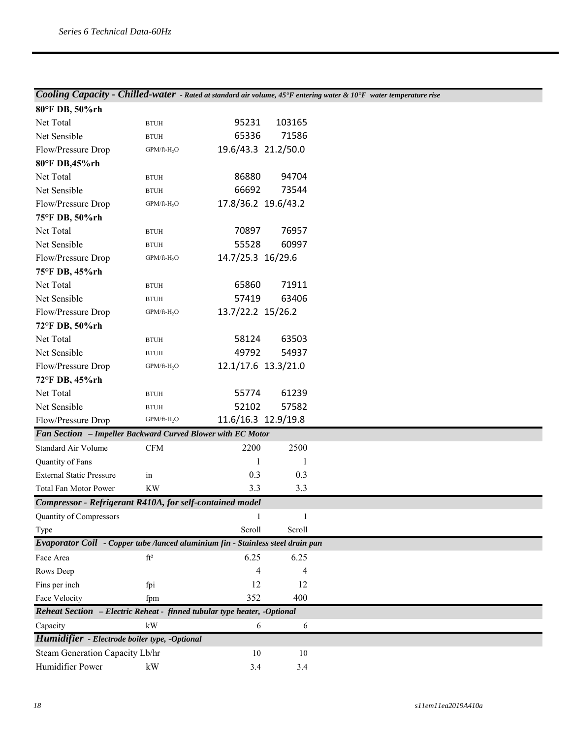| *Cooling Capacity - Chilled-water - Rated at standard air volume, 45°F entering water & 10°F water temperature rise* | | | |
|---|---|---|---|
| **80°F DB, 50%rh** | | | |
| Net Total | BTUH | 95231 | 103165 |
| Net Sensible | BTUH | 65336 | 71586 |
| Flow/Pressure Drop | GPM/ft-$H_2O$ | 19.6/43.3 | 21.2/50.0 |
| **80°F DB,45%rh** | | | |
| Net Total | BTUH | 86880 | 94704 |
| Net Sensible | BTUH | 66692 | 73544 |
| Flow/Pressure Drop | GPM/ft-$H_2O$ | 17.8/36.2 | 19.6/43.2 |
| **75°F DB, 50%rh** | | | |
| Net Total | BTUH | 70897 | 76957 |
| Net Sensible | BTUH | 55528 | 60997 |
| Flow/Pressure Drop | GPM/ft-$H_2O$ | 14.7/25.3 | 16/29.6 |
| **75°F DB, 45%rh** | | | |
| Net Total | BTUH | 65860 | 71911 |
| Net Sensible | BTUH | 57419 | 63406 |
| Flow/Pressure Drop | GPM/ft-$H_2O$ | 13.7/22.2 | 15/26.2 |
| **72°F DB, 50%rh** | | | |
| Net Total | BTUH | 58124 | 63503 |
| Net Sensible | BTUH | 49792 | 54937 |
| Flow/Pressure Drop | GPM/ft-$H_2O$ | 12.1/17.6 | 13.3/21.0 |
| **72°F DB, 45%rh** | | | |
| Net Total | BTUH | 55774 | 61239 |
| Net Sensible | BTUH | 52102 | 57582 |
| Flow/Pressure Drop | GPM/ft-$H_2O$ | 11.6/16.3 | 12.9/19.8 |
| ***Fan Section – Impeller Backward Curved Blower with EC Motor*** | | | |
| Standard Air Volume | CFM | 2200 | 2500 |
| Quantity of Fans | | 1 | 1 |
| External Static Pressure | in | 0.3 | 0.3 |
| Total Fan Motor Power | KW | 3.3 | 3.3 |
| ***Compressor - Refrigerant R410A, for self-contained model*** | | | |
| Quantity of Compressors | | 1 | 1 |
| Type | | Scroll | Scroll |
| ***Evaporator Coil - Copper tube /lanced aluminium fin - Stainless steel drain pan*** | | | |
| Face Area | ft² | 6.25 | 6.25 |
| Rows Deep | | 4 | 4 |
| Fins per inch | fpi | 12 | 12 |
| Face Velocity | fpm | 352 | 400 |
| ***Reheat Section – Electric Reheat - finned tubular type heater, -Optional*** | | | |
| Capacity | kW | 6 | 6 |
| ***Humidifier - Electrode boiler type, -Optional*** | | | |
| Steam Generation Capacity | Lb/hr | 10 | 10 |
| Humidifier Power | kW | 3.4 | 3.4 |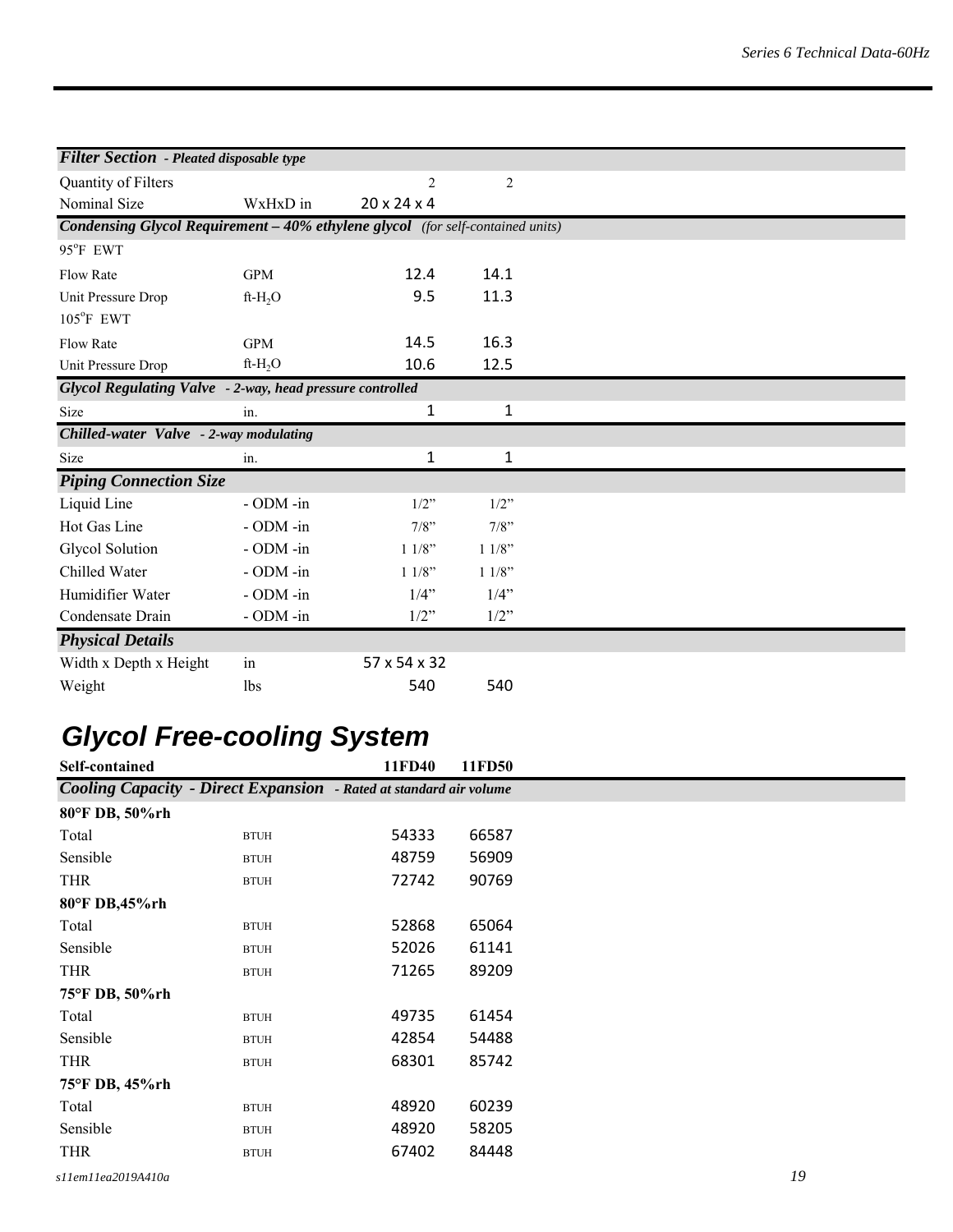| *Filter Section - Pleated disposable type* | | | |
|---|---|---|---|
| Quantity of Filters | | 2 | 2 |
| Nominal Size | WxHxD in | 20 x 24 x 4 | |
| ***Condensing Glycol Requirement – 40% ethylene glycol*** *(for self-contained units)* | | | |
| 95°F EWT | | | |
| Flow Rate | GPM | 12.4 | 14.1 |
| Unit Pressure Drop | ft-$H_2O$ | 9.5 | 11.3 |
| 105°F EWT | | | |
| Flow Rate | GPM | 14.5 | 16.3 |
| Unit Pressure Drop | ft-$H_2O$ | 10.6 | 12.5 |
| ***Glycol Regulating Valve*** *- 2-way, head pressure controlled* | | | |
| Size | in. | 1 | 1 |
| ***Chilled-water Valve*** *- 2-way modulating* | | | |
| Size | in. | 1 | 1 |
| ***Piping Connection Size*** | | | |
| Liquid Line | - ODM -in | 1/2" | 1/2" |
| Hot Gas Line | - ODM -in | 7/8" | 7/8" |
| Glycol Solution | - ODM -in | 1 1/8" | 1 1/8" |
| Chilled Water | - ODM -in | 1 1/8" | 1 1/8" |
| Humidifier Water | - ODM -in | 1/4" | 1/4" |
| Condensate Drain | - ODM -in | 1/2" | 1/2" |
| ***Physical Details*** | | | |
| Width x Depth x Height | in | 57 x 54 x 32 | |
| Weight | lbs | 540 | 540 |

## *Glycol Free-cooling System*

| **Self-contained** | | **11FD40** | **11FD50** |
|---|---|---|---|
| ***Cooling Capacity - Direct Expansion*** *- Rated at standard air volume* | | | |
| **80°F DB, 50%rh** | | | |
| Total | BTUH | 54333 | 66587 |
| Sensible | BTUH | 48759 | 56909 |
| THR | BTUH | 72742 | 90769 |
| **80°F DB,45%rh** | | | |
| Total | BTUH | 52868 | 65064 |
| Sensible | BTUH | 52026 | 61141 |
| THR | BTUH | 71265 | 89209 |
| **75°F DB, 50%rh** | | | |
| Total | BTUH | 49735 | 61454 |
| Sensible | BTUH | 42854 | 54488 |
| THR | BTUH | 68301 | 85742 |
| **75°F DB, 45%rh** | | | |
| Total | BTUH | 48920 | 60239 |
| Sensible | BTUH | 48920 | 58205 |
| THR | BTUH | 67402 | 84448 |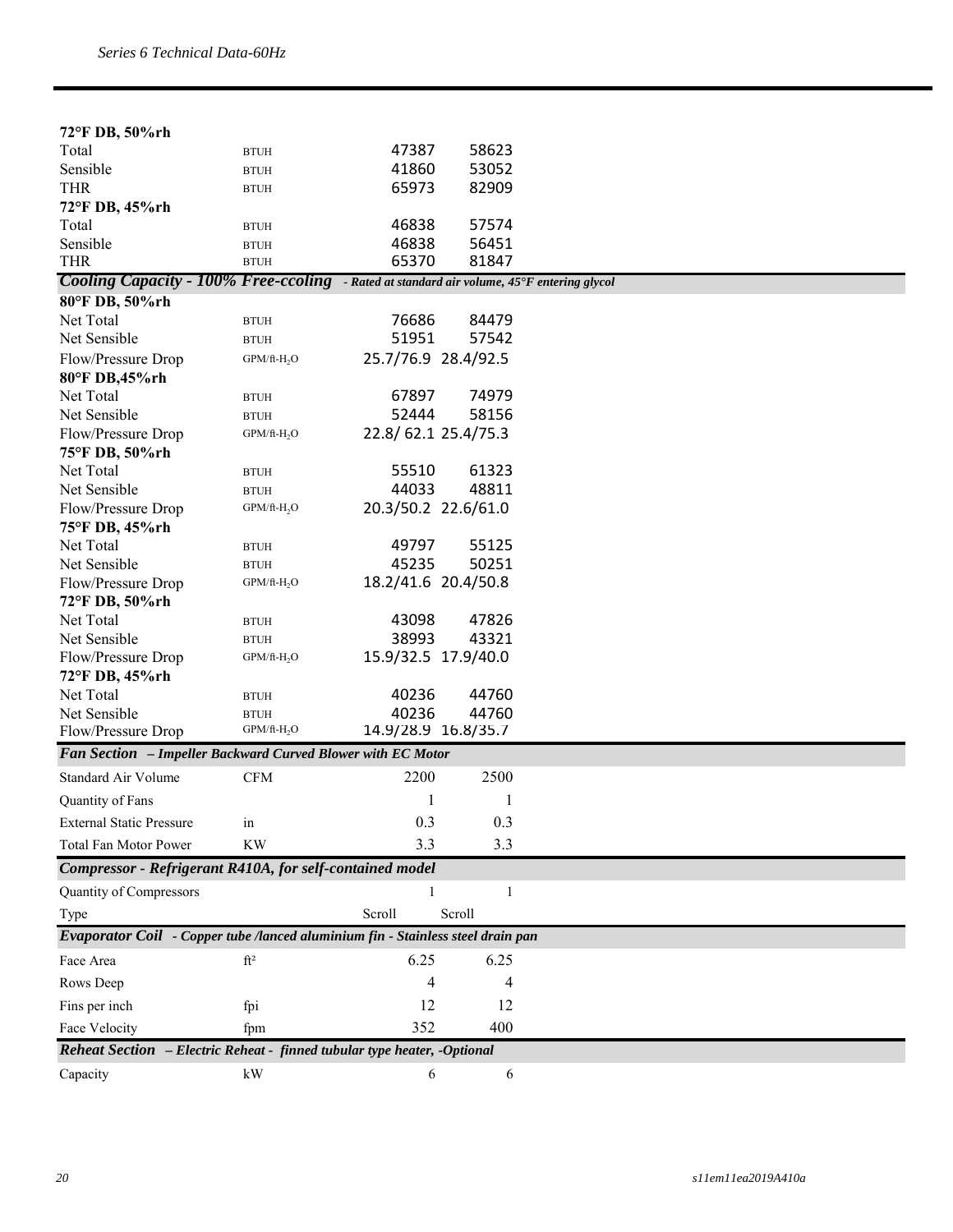| | | | |
|---|---|---|---|
| **72°F DB, 50%rh** | | | |
| Total | BTUH | 47387 | 58623 |
| Sensible | BTUH | 41860 | 53052 |
| THR | BTUH | 65973 | 82909 |
| **72°F DB, 45%rh** | | | |
| Total | BTUH | 46838 | 57574 |
| Sensible | BTUH | 46838 | 56451 |
| THR | BTUH | 65370 | 81847 |
| ***Cooling Capacity - 100% Free-ccoling*** *- Rated at standard air volume, 45°F entering glycol* | | | |
| **80°F DB, 50%rh** | | | |
| Net Total | BTUH | 76686 | 84479 |
| Net Sensible | BTUH | 51951 | 57542 |
| Flow/Pressure Drop | GPM/ft-$H_2O$ | 25.7/76.9 | 28.4/92.5 |
| **80°F DB,45%rh** | | | |
| Net Total | BTUH | 67897 | 74979 |
| Net Sensible | BTUH | 52444 | 58156 |
| Flow/Pressure Drop | GPM/ft-$H_2O$ | 22.8/ 62.1 | 25.4/75.3 |
| **75°F DB, 50%rh** | | | |
| Net Total | BTUH | 55510 | 61323 |
| Net Sensible | BTUH | 44033 | 48811 |
| Flow/Pressure Drop | GPM/ft-$H_2O$ | 20.3/50.2 | 22.6/61.0 |
| **75°F DB, 45%rh** | | | |
| Net Total | BTUH | 49797 | 55125 |
| Net Sensible | BTUH | 45235 | 50251 |
| Flow/Pressure Drop | GPM/ft-$H_2O$ | 18.2/41.6 | 20.4/50.8 |
| **72°F DB, 50%rh** | | | |
| Net Total | BTUH | 43098 | 47826 |
| Net Sensible | BTUH | 38993 | 43321 |
| Flow/Pressure Drop | GPM/ft-$H_2O$ | 15.9/32.5 | 17.9/40.0 |
| **72°F DB, 45%rh** | | | |
| Net Total | BTUH | 40236 | 44760 |
| Net Sensible | BTUH | 40236 | 44760 |
| Flow/Pressure Drop | GPM/ft-$H_2O$ | 14.9/28.9 | 16.8/35.7 |
| ***Fan Section*** *– Impeller Backward Curved Blower with EC Motor* | | | |
| Standard Air Volume | CFM | 2200 | 2500 |
| Quantity of Fans | | 1 | 1 |
| External Static Pressure | in | 0.3 | 0.3 |
| Total Fan Motor Power | KW | 3.3 | 3.3 |
| ***Compressor - Refrigerant R410A, for self-contained model*** | | | |
| Quantity of Compressors | | 1 | 1 |
| Type | | Scroll | Scroll |
| ***Evaporator Coil*** *- Copper tube /lanced aluminium fin - Stainless steel drain pan* | | | |
| Face Area | ft² | 6.25 | 6.25 |
| Rows Deep | | 4 | 4 |
| Fins per inch | fpi | 12 | 12 |
| Face Velocity | fpm | 352 | 400 |
| ***Reheat Section*** *– Electric Reheat - finned tubular type heater, -Optional* | | | |
| Capacity | kW | 6 | 6 |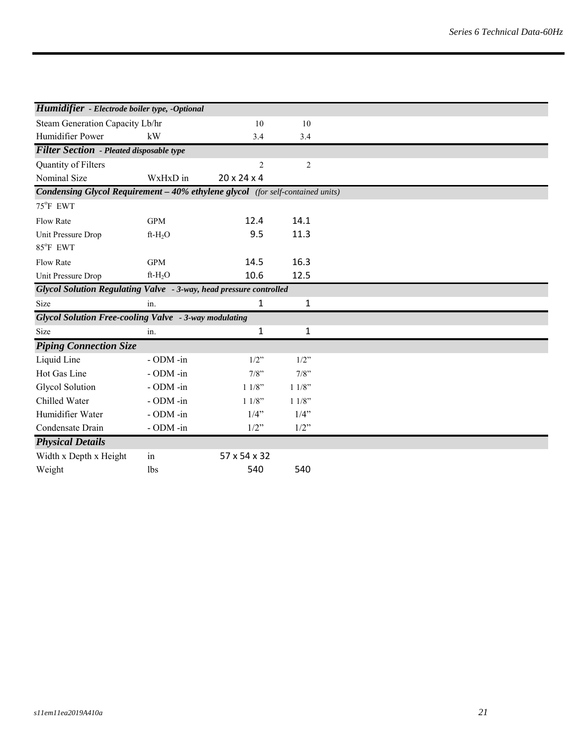| | | | |
|---|---|---|---|
| ***Humidifier** - Electrode boiler type, -Optional* | | | |
| Steam Generation Capacity Lb/hr | | 10 | 10 |
| Humidifier Power | kW | 3.4 | 3.4 |
| ***Filter Section** - Pleated disposable type* | | | |
| Quantity of Filters | | 2 | 2 |
| Nominal Size | WxHxD in | 20 x 24 x 4 | |
| ***Condensing Glycol Requirement – 40% ethylene glycol** (for self-contained units)* | | | |
| 75°F EWT | | | |
| Flow Rate | GPM | 12.4 | 14.1 |
| Unit Pressure Drop | ft-$H_2O$ | 9.5 | 11.3 |
| 85°F EWT | | | |
| Flow Rate | GPM | 14.5 | 16.3 |
| Unit Pressure Drop | ft-$H_2O$ | 10.6 | 12.5 |
| ***Glycol Solution Regulating Valve** - 3-way, head pressure controlled* | | | |
| Size | in. | 1 | 1 |
| ***Glycol Solution Free-cooling Valve** - 3-way modulating* | | | |
| Size | in. | 1 | 1 |
| ***Piping Connection Size*** | | | |
| Liquid Line | - ODM -in | 1/2" | 1/2" |
| Hot Gas Line | - ODM -in | 7/8" | 7/8" |
| Glycol Solution | - ODM -in | 1 1/8" | 1 1/8" |
| Chilled Water | - ODM -in | 1 1/8" | 1 1/8" |
| Humidifier Water | - ODM -in | 1/4" | 1/4" |
| Condensate Drain | - ODM -in | 1/2" | 1/2" |
| ***Physical Details*** | | | |
| Width x Depth x Height | in | 57 x 54 x 32 | |
| Weight | lbs | 540 | 540 |

*s11em11ea2019A410a*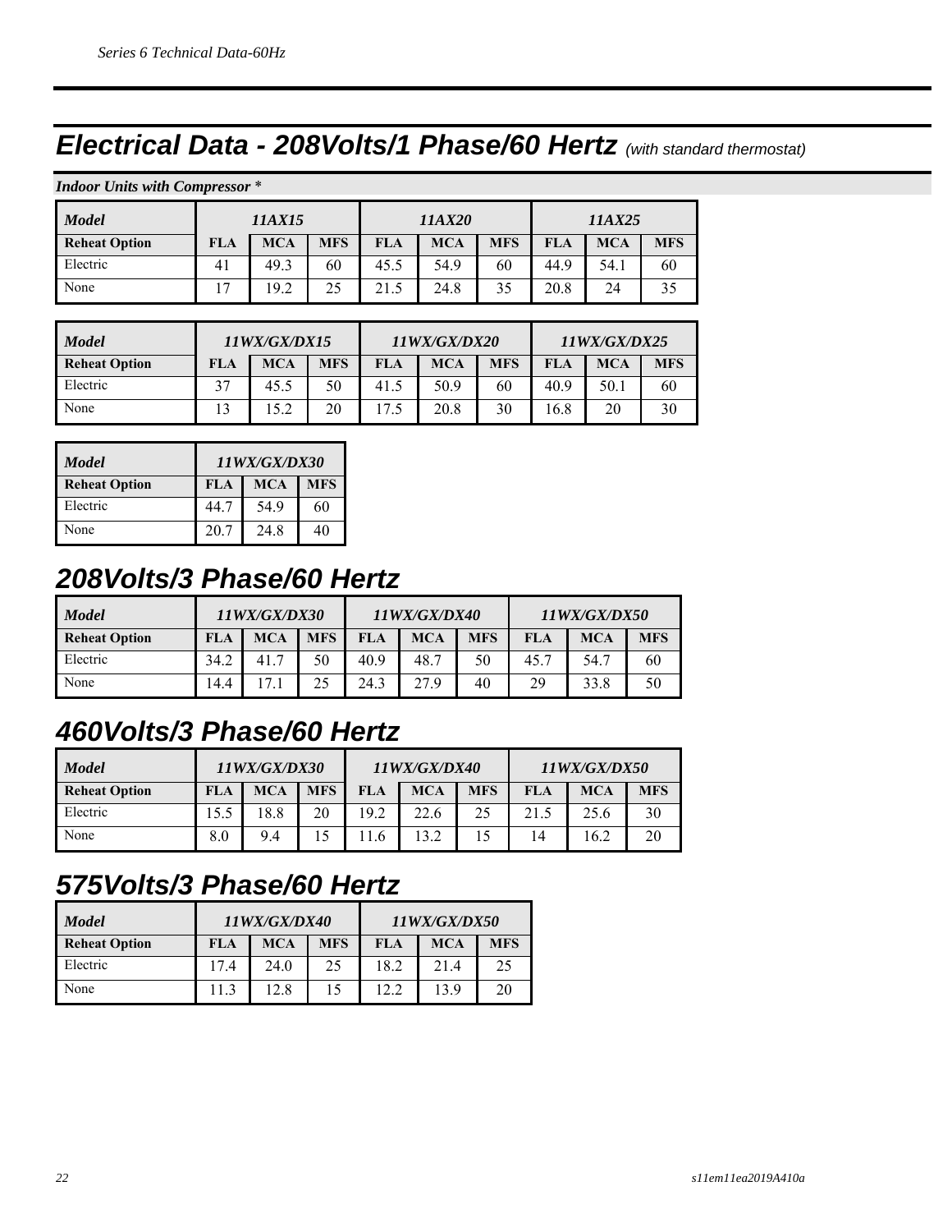## Electrical Data - 208Volts/1 Phase/60 Hertz *(with standard thermostat)*

***Indoor Units with Compressor \****

| *Model* | *11AX15* | | | *11AX20* | | | *11AX25* | | |
|---|---|---|---|---|---|---|---|---|---|
| **Reheat Option** | **FLA** | **MCA** | **MFS** | **FLA** | **MCA** | **MFS** | **FLA** | **MCA** | **MFS** |
| Electric | 41 | 49.3 | 60 | 45.5 | 54.9 | 60 | 44.9 | 54.1 | 60 |
| None | 17 | 19.2 | 25 | 21.5 | 24.8 | 35 | 20.8 | 24 | 35 |

| *Model* | *11WX/GX/DX15* | | | *11WX/GX/DX20* | | | *11WX/GX/DX25* | | |
|---|---|---|---|---|---|---|---|---|---|
| **Reheat Option** | **FLA** | **MCA** | **MFS** | **FLA** | **MCA** | **MFS** | **FLA** | **MCA** | **MFS** |
| Electric | 37 | 45.5 | 50 | 41.5 | 50.9 | 60 | 40.9 | 50.1 | 60 |
| None | 13 | 15.2 | 20 | 17.5 | 20.8 | 30 | 16.8 | 20 | 30 |

| *Model* | *11WX/GX/DX30* | | |
|---|---|---|---|
| **Reheat Option** | **FLA** | **MCA** | **MFS** |
| Electric | 44.7 | 54.9 | 60 |
| None | 20.7 | 24.8 | 40 |

## 208Volts/3 Phase/60 Hertz

| *Model* | *11WX/GX/DX30* | | | *11WX/GX/DX40* | | | *11WX/GX/DX50* | | |
|---|---|---|---|---|---|---|---|---|---|
| **Reheat Option** | **FLA** | **MCA** | **MFS** | **FLA** | **MCA** | **MFS** | **FLA** | **MCA** | **MFS** |
| Electric | 34.2 | 41.7 | 50 | 40.9 | 48.7 | 50 | 45.7 | 54.7 | 60 |
| None | 14.4 | 17.1 | 25 | 24.3 | 27.9 | 40 | 29 | 33.8 | 50 |

## 460Volts/3 Phase/60 Hertz

| *Model* | *11WX/GX/DX30* | | | *11WX/GX/DX40* | | | *11WX/GX/DX50* | | |
|---|---|---|---|---|---|---|---|---|---|
| **Reheat Option** | **FLA** | **MCA** | **MFS** | **FLA** | **MCA** | **MFS** | **FLA** | **MCA** | **MFS** |
| Electric | 15.5 | 18.8 | 20 | 19.2 | 22.6 | 25 | 21.5 | 25.6 | 30 |
| None | 8.0 | 9.4 | 15 | 11.6 | 13.2 | 15 | 14 | 16.2 | 20 |

## 575Volts/3 Phase/60 Hertz

| *Model* | *11WX/GX/DX40* | | | *11WX/GX/DX50* | | |
|---|---|---|---|---|---|---|
| **Reheat Option** | **FLA** | **MCA** | **MFS** | **FLA** | **MCA** | **MFS** |
| Electric | 17.4 | 24.0 | 25 | 18.2 | 21.4 | 25 |
| None | 11.3 | 12.8 | 15 | 12.2 | 13.9 | 20 |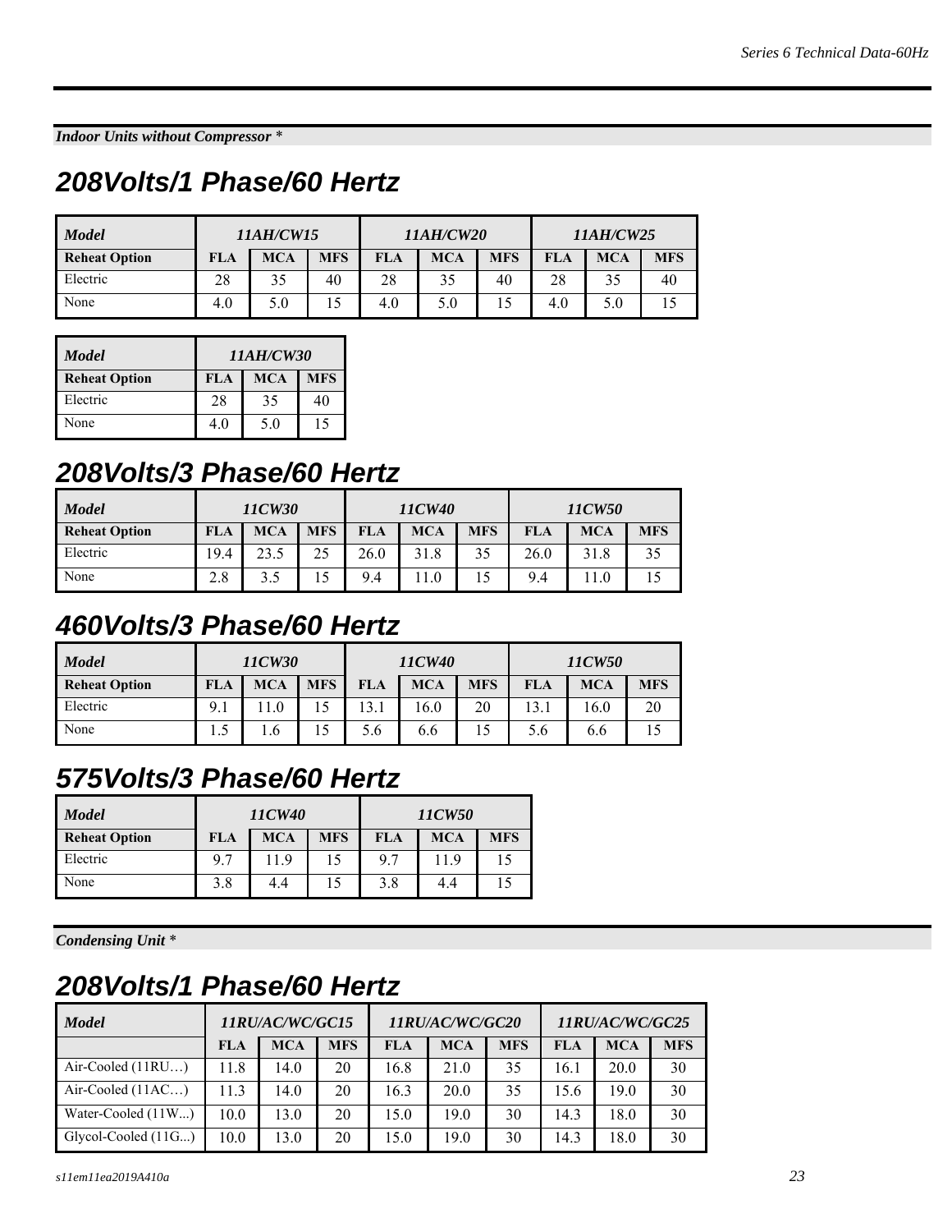***Indoor Units without Compressor*** *

## 208Volts/1 Phase/60 Hertz

| ***Model*** | ***11AH/CW15*** | | | ***11AH/CW20*** | | | ***11AH/CW25*** | | |
|---|---|---|---|---|---|---|---|---|---|
| **Reheat Option** | **FLA** | **MCA** | **MFS** | **FLA** | **MCA** | **MFS** | **FLA** | **MCA** | **MFS** |
| Electric | 28 | 35 | 40 | 28 | 35 | 40 | 28 | 35 | 40 |
| None | 4.0 | 5.0 | 15 | 4.0 | 5.0 | 15 | 4.0 | 5.0 | 15 |

| ***Model*** | ***11AH/CW30*** | | |
|---|---|---|---|
| **Reheat Option** | **FLA** | **MCA** | **MFS** |
| Electric | 28 | 35 | 40 |
| None | 4.0 | 5.0 | 15 |

## 208Volts/3 Phase/60 Hertz

| ***Model*** | ***11CW30*** | | | ***11CW40*** | | | ***11CW50*** | | |
|---|---|---|---|---|---|---|---|---|---|
| **Reheat Option** | **FLA** | **MCA** | **MFS** | **FLA** | **MCA** | **MFS** | **FLA** | **MCA** | **MFS** |
| Electric | 19.4 | 23.5 | 25 | 26.0 | 31.8 | 35 | 26.0 | 31.8 | 35 |
| None | 2.8 | 3.5 | 15 | 9.4 | 11.0 | 15 | 9.4 | 11.0 | 15 |

## 460Volts/3 Phase/60 Hertz

| ***Model*** | ***11CW30*** | | | ***11CW40*** | | | ***11CW50*** | | |
|---|---|---|---|---|---|---|---|---|---|
| **Reheat Option** | **FLA** | **MCA** | **MFS** | **FLA** | **MCA** | **MFS** | **FLA** | **MCA** | **MFS** |
| Electric | 9.1 | 11.0 | 15 | 13.1 | 16.0 | 20 | 13.1 | 16.0 | 20 |
| None | 1.5 | 1.6 | 15 | 5.6 | 6.6 | 15 | 5.6 | 6.6 | 15 |

## 575Volts/3 Phase/60 Hertz

| ***Model*** | ***11CW40*** | | | ***11CW50*** | | |
|---|---|---|---|---|---|---|
| **Reheat Option** | **FLA** | **MCA** | **MFS** | **FLA** | **MCA** | **MFS** |
| Electric | 9.7 | 11.9 | 15 | 9.7 | 11.9 | 15 |
| None | 3.8 | 4.4 | 15 | 3.8 | 4.4 | 15 |

***Condensing Unit*** *

## 208Volts/1 Phase/60 Hertz

| ***Model*** | ***11RU/AC/WC/GC15*** | | | ***11RU/AC/WC/GC20*** | | | ***11RU/AC/WC/GC25*** | | |
|---|---|---|---|---|---|---|---|---|---|
| | **FLA** | **MCA** | **MFS** | **FLA** | **MCA** | **MFS** | **FLA** | **MCA** | **MFS** |
| Air-Cooled (11RU…) | 11.8 | 14.0 | 20 | 16.8 | 21.0 | 35 | 16.1 | 20.0 | 30 |
| Air-Cooled (11AC…) | 11.3 | 14.0 | 20 | 16.3 | 20.0 | 35 | 15.6 | 19.0 | 30 |
| Water-Cooled (11W...) | 10.0 | 13.0 | 20 | 15.0 | 19.0 | 30 | 14.3 | 18.0 | 30 |
| Glycol-Cooled (11G...) | 10.0 | 13.0 | 20 | 15.0 | 19.0 | 30 | 14.3 | 18.0 | 30 |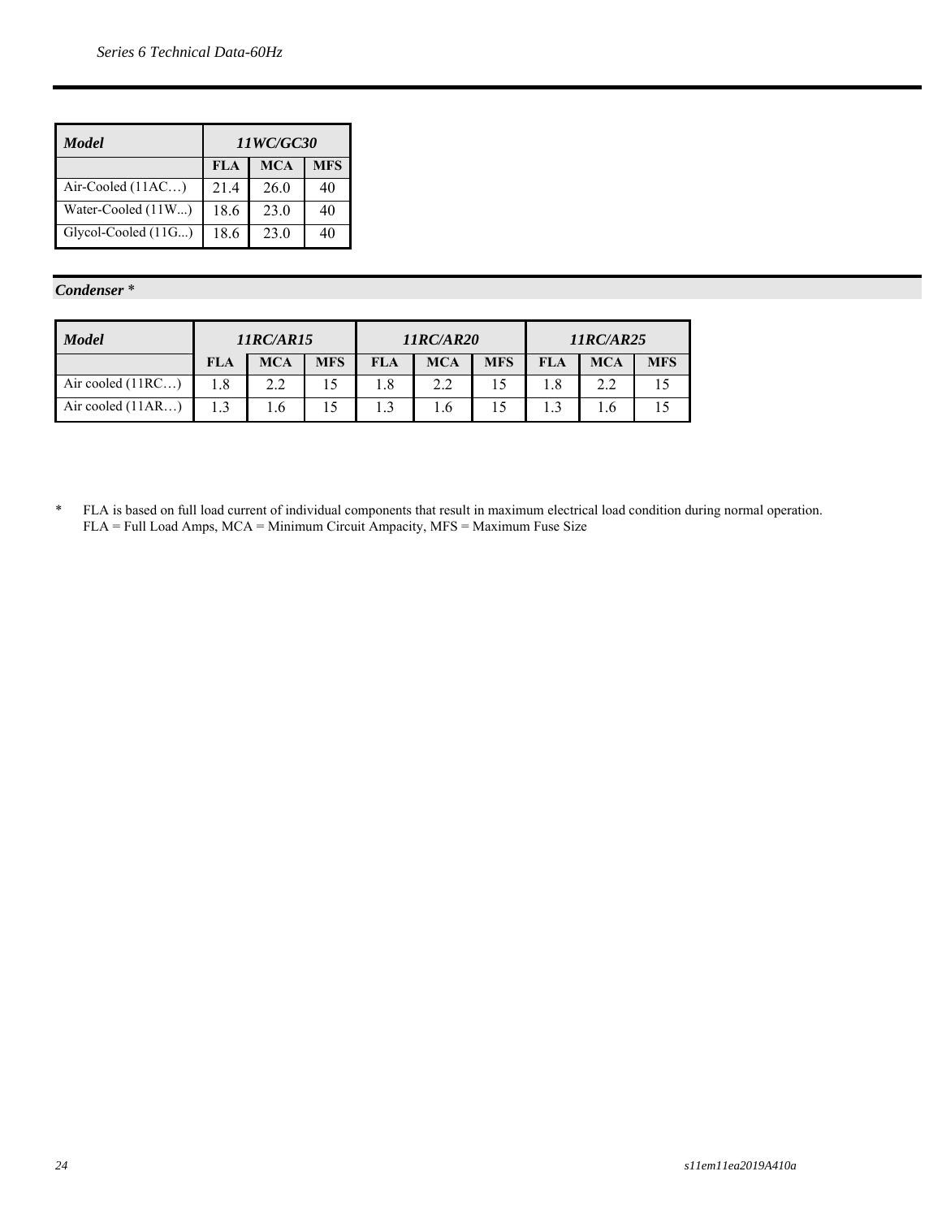| *Model* | *11WC/GC30* | | |
|---|---|---|---|
| | **FLA** | **MCA** | **MFS** |
| Air-Cooled (11AC…) | 21.4 | 26.0 | 40 |
| Water-Cooled (11W...) | 18.6 | 23.0 | 40 |
| Glycol-Cooled (11G...) | 18.6 | 23.0 | 40 |

## *Condenser* *

| *Model* | *11RC/AR15* | | | *11RC/AR20* | | | *11RC/AR25* | | |
|---|---|---|---|---|---|---|---|---|---|
| | **FLA** | **MCA** | **MFS** | **FLA** | **MCA** | **MFS** | **FLA** | **MCA** | **MFS** |
| Air cooled (11RC…) | 1.8 | 2.2 | 15 | 1.8 | 2.2 | 15 | 1.8 | 2.2 | 15 |
| Air cooled (11AR…) | 1.3 | 1.6 | 15 | 1.3 | 1.6 | 15 | 1.3 | 1.6 | 15 |

\* FLA is based on full load current of individual components that result in maximum electrical load condition during normal operation.
FLA = Full Load Amps, MCA = Minimum Circuit Ampacity, MFS = Maximum Fuse Size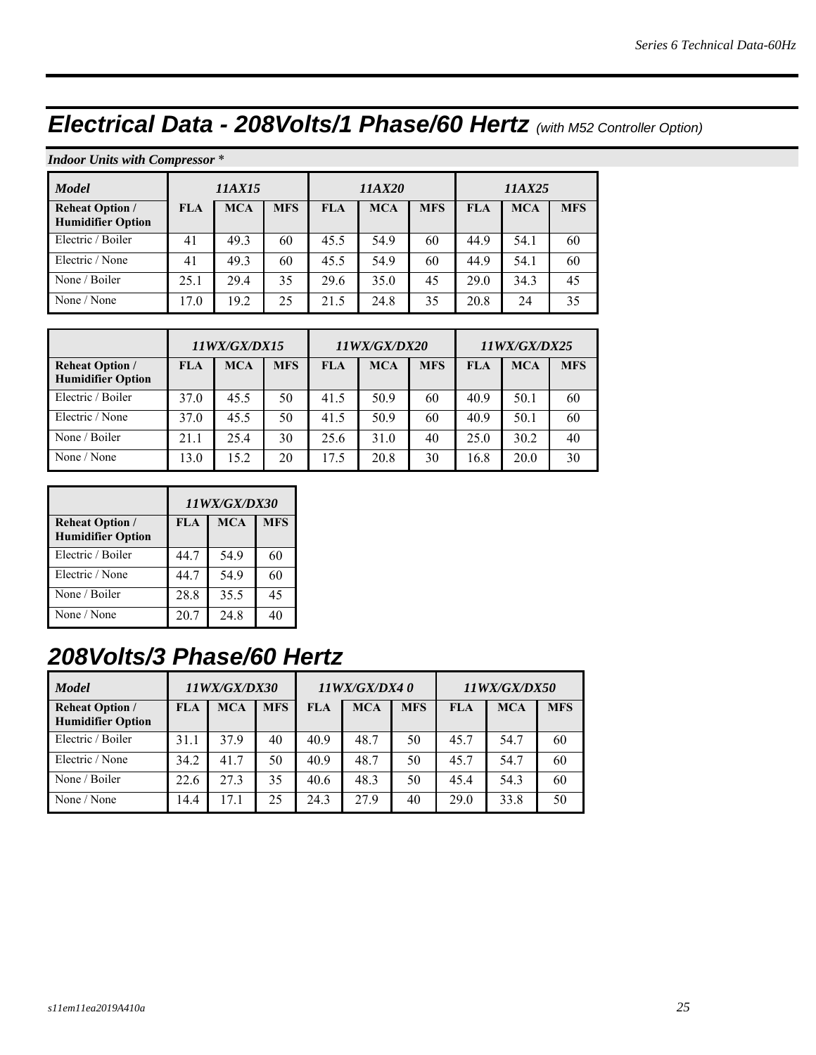# Electrical Data - 208Volts/1 Phase/60 Hertz *(with M52 Controller Option)*

*Indoor Units with Compressor* *

| *Model* | *11AX15* | | | *11AX20* | | | *11AX25* | | |
|---|---|---|---|---|---|---|---|---|---|
| **Reheat Option / Humidifier Option** | **FLA** | **MCA** | **MFS** | **FLA** | **MCA** | **MFS** | **FLA** | **MCA** | **MFS** |
| Electric / Boiler | 41 | 49.3 | 60 | 45.5 | 54.9 | 60 | 44.9 | 54.1 | 60 |
| Electric / None | 41 | 49.3 | 60 | 45.5 | 54.9 | 60 | 44.9 | 54.1 | 60 |
| None / Boiler | 25.1 | 29.4 | 35 | 29.6 | 35.0 | 45 | 29.0 | 34.3 | 45 |
| None / None | 17.0 | 19.2 | 25 | 21.5 | 24.8 | 35 | 20.8 | 24 | 35 |

| | *11WX/GX/DX15* | | | *11WX/GX/DX20* | | | *11WX/GX/DX25* | | |
|---|---|---|---|---|---|---|---|---|---|
| **Reheat Option / Humidifier Option** | **FLA** | **MCA** | **MFS** | **FLA** | **MCA** | **MFS** | **FLA** | **MCA** | **MFS** |
| Electric / Boiler | 37.0 | 45.5 | 50 | 41.5 | 50.9 | 60 | 40.9 | 50.1 | 60 |
| Electric / None | 37.0 | 45.5 | 50 | 41.5 | 50.9 | 60 | 40.9 | 50.1 | 60 |
| None / Boiler | 21.1 | 25.4 | 30 | 25.6 | 31.0 | 40 | 25.0 | 30.2 | 40 |
| None / None | 13.0 | 15.2 | 20 | 17.5 | 20.8 | 30 | 16.8 | 20.0 | 30 |

| | *11WX/GX/DX30* | | |
|---|---|---|---|
| **Reheat Option / Humidifier Option** | **FLA** | **MCA** | **MFS** |
| Electric / Boiler | 44.7 | 54.9 | 60 |
| Electric / None | 44.7 | 54.9 | 60 |
| None / Boiler | 28.8 | 35.5 | 45 |
| None / None | 20.7 | 24.8 | 40 |

# 208Volts/3 Phase/60 Hertz

| *Model* | *11WX/GX/DX30* | | | *11WX/GX/DX4 0* | | | *11WX/GX/DX50* | | |
|---|---|---|---|---|---|---|---|---|---|
| **Reheat Option / Humidifier Option** | **FLA** | **MCA** | **MFS** | **FLA** | **MCA** | **MFS** | **FLA** | **MCA** | **MFS** |
| Electric / Boiler | 31.1 | 37.9 | 40 | 40.9 | 48.7 | 50 | 45.7 | 54.7 | 60 |
| Electric / None | 34.2 | 41.7 | 50 | 40.9 | 48.7 | 50 | 45.7 | 54.7 | 60 |
| None / Boiler | 22.6 | 27.3 | 35 | 40.6 | 48.3 | 50 | 45.4 | 54.3 | 60 |
| None / None | 14.4 | 17.1 | 25 | 24.3 | 27.9 | 40 | 29.0 | 33.8 | 50 |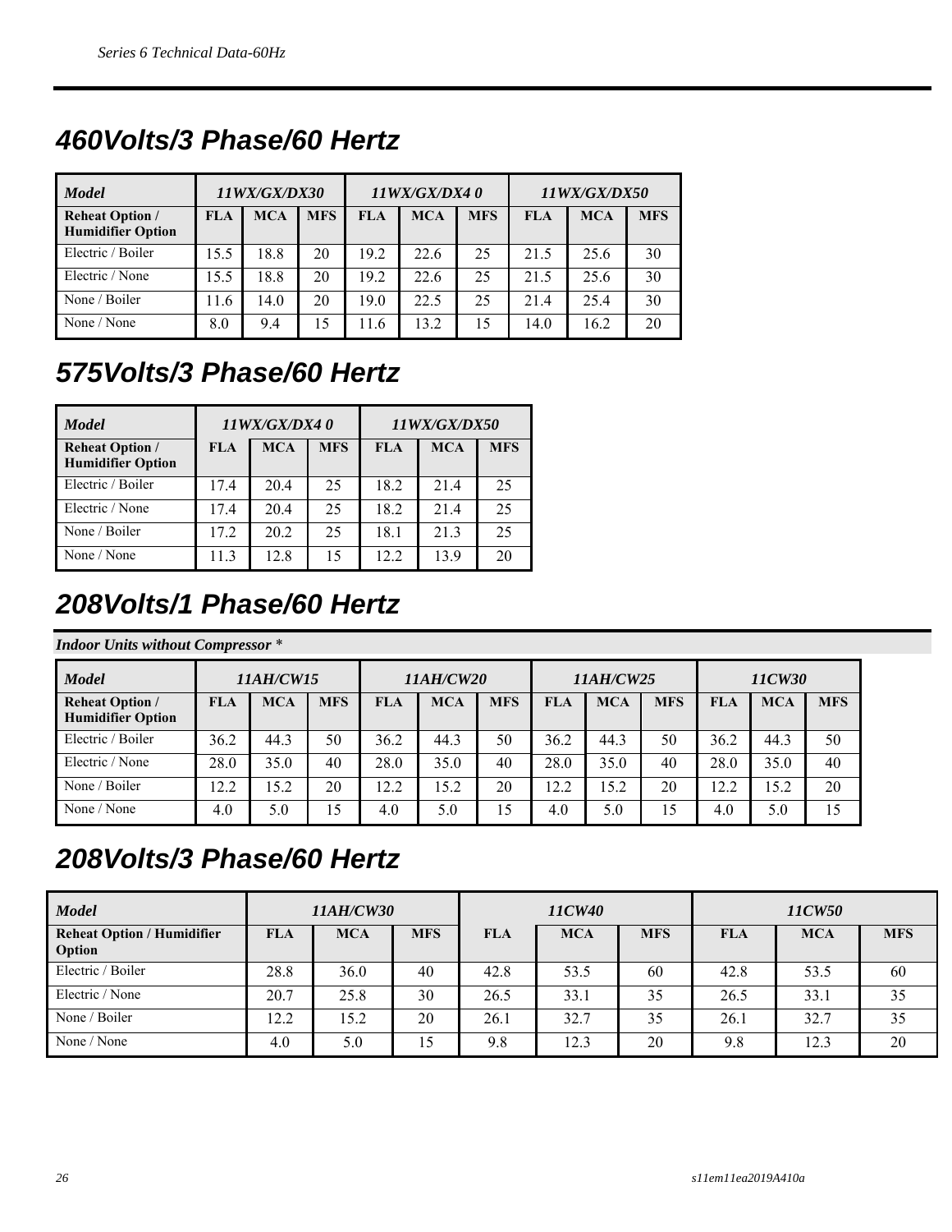## 460Volts/3 Phase/60 Hertz

| *Model* | *11WX/GX/DX30* | | | *11WX/GX/DX4 0* | | | *11WX/GX/DX50* | | |
|---|---|---|---|---|---|---|---|---|---|
| **Reheat Option / Humidifier Option** | **FLA** | **MCA** | **MFS** | **FLA** | **MCA** | **MFS** | **FLA** | **MCA** | **MFS** |
| Electric / Boiler | 15.5 | 18.8 | 20 | 19.2 | 22.6 | 25 | 21.5 | 25.6 | 30 |
| Electric / None | 15.5 | 18.8 | 20 | 19.2 | 22.6 | 25 | 21.5 | 25.6 | 30 |
| None / Boiler | 11.6 | 14.0 | 20 | 19.0 | 22.5 | 25 | 21.4 | 25.4 | 30 |
| None / None | 8.0 | 9.4 | 15 | 11.6 | 13.2 | 15 | 14.0 | 16.2 | 20 |

## 575Volts/3 Phase/60 Hertz

| *Model* | *11WX/GX/DX4 0* | | | *11WX/GX/DX50* | | |
|---|---|---|---|---|---|---|
| **Reheat Option / Humidifier Option** | **FLA** | **MCA** | **MFS** | **FLA** | **MCA** | **MFS** |
| Electric / Boiler | 17.4 | 20.4 | 25 | 18.2 | 21.4 | 25 |
| Electric / None | 17.4 | 20.4 | 25 | 18.2 | 21.4 | 25 |
| None / Boiler | 17.2 | 20.2 | 25 | 18.1 | 21.3 | 25 |
| None / None | 11.3 | 12.8 | 15 | 12.2 | 13.9 | 20 |

## 208Volts/1 Phase/60 Hertz

***Indoor Units without Compressor \****

| *Model* | *11AH/CW15* | | | *11AH/CW20* | | | *11AH/CW25* | | | *11CW30* | | |
|---|---|---|---|---|---|---|---|---|---|---|---|---|
| **Reheat Option / Humidifier Option** | **FLA** | **MCA** | **MFS** | **FLA** | **MCA** | **MFS** | **FLA** | **MCA** | **MFS** | **FLA** | **MCA** | **MFS** |
| Electric / Boiler | 36.2 | 44.3 | 50 | 36.2 | 44.3 | 50 | 36.2 | 44.3 | 50 | 36.2 | 44.3 | 50 |
| Electric / None | 28.0 | 35.0 | 40 | 28.0 | 35.0 | 40 | 28.0 | 35.0 | 40 | 28.0 | 35.0 | 40 |
| None / Boiler | 12.2 | 15.2 | 20 | 12.2 | 15.2 | 20 | 12.2 | 15.2 | 20 | 12.2 | 15.2 | 20 |
| None / None | 4.0 | 5.0 | 15 | 4.0 | 5.0 | 15 | 4.0 | 5.0 | 15 | 4.0 | 5.0 | 15 |

## 208Volts/3 Phase/60 Hertz

| *Model* | *11AH/CW30* | | | *11CW40* | | | *11CW50* | | |
|---|---|---|---|---|---|---|---|---|---|
| **Reheat Option / Humidifier Option** | **FLA** | **MCA** | **MFS** | **FLA** | **MCA** | **MFS** | **FLA** | **MCA** | **MFS** |
| Electric / Boiler | 28.8 | 36.0 | 40 | 42.8 | 53.5 | 60 | 42.8 | 53.5 | 60 |
| Electric / None | 20.7 | 25.8 | 30 | 26.5 | 33.1 | 35 | 26.5 | 33.1 | 35 |
| None / Boiler | 12.2 | 15.2 | 20 | 26.1 | 32.7 | 35 | 26.1 | 32.7 | 35 |
| None / None | 4.0 | 5.0 | 15 | 9.8 | 12.3 | 20 | 9.8 | 12.3 | 20 |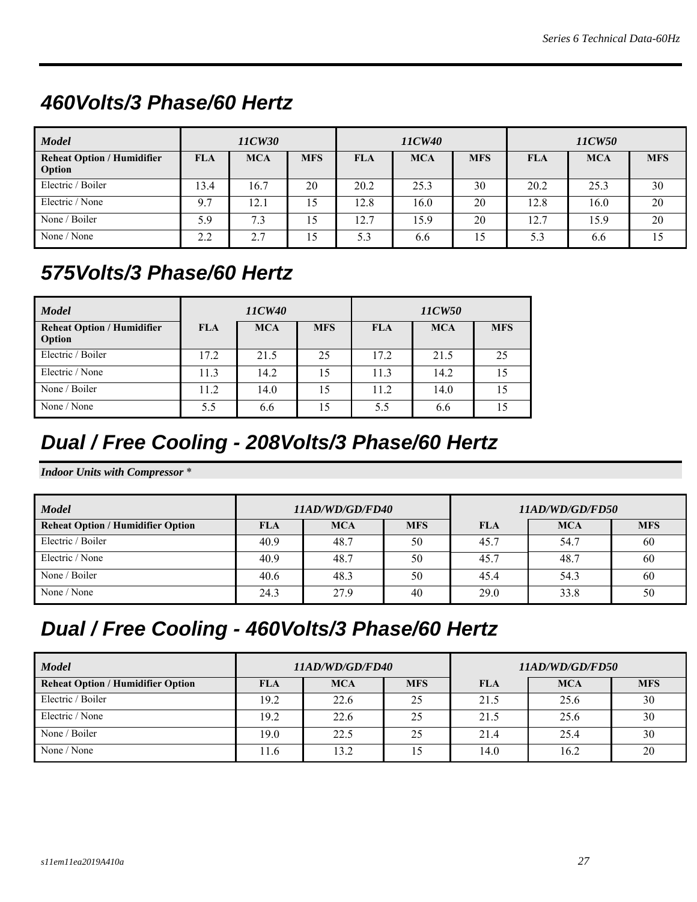## 460Volts/3 Phase/60 Hertz

| *Model* | *11CW30* | | | *11CW40* | | | *11CW50* | | |
|---|---|---|---|---|---|---|---|---|---|
| **Reheat Option / Humidifier Option** | **FLA** | **MCA** | **MFS** | **FLA** | **MCA** | **MFS** | **FLA** | **MCA** | **MFS** |
| Electric / Boiler | 13.4 | 16.7 | 20 | 20.2 | 25.3 | 30 | 20.2 | 25.3 | 30 |
| Electric / None | 9.7 | 12.1 | 15 | 12.8 | 16.0 | 20 | 12.8 | 16.0 | 20 |
| None / Boiler | 5.9 | 7.3 | 15 | 12.7 | 15.9 | 20 | 12.7 | 15.9 | 20 |
| None / None | 2.2 | 2.7 | 15 | 5.3 | 6.6 | 15 | 5.3 | 6.6 | 15 |

## 575Volts/3 Phase/60 Hertz

| *Model* | *11CW40* | | | *11CW50* | | |
|---|---|---|---|---|---|---|
| **Reheat Option / Humidifier Option** | **FLA** | **MCA** | **MFS** | **FLA** | **MCA** | **MFS** |
| Electric / Boiler | 17.2 | 21.5 | 25 | 17.2 | 21.5 | 25 |
| Electric / None | 11.3 | 14.2 | 15 | 11.3 | 14.2 | 15 |
| None / Boiler | 11.2 | 14.0 | 15 | 11.2 | 14.0 | 15 |
| None / None | 5.5 | 6.6 | 15 | 5.5 | 6.6 | 15 |

## Dual / Free Cooling - 208Volts/3 Phase/60 Hertz

***Indoor Units with Compressor \****

| *Model* | *11AD/WD/GD/FD40* | | | *11AD/WD/GD/FD50* | | |
|---|---|---|---|---|---|---|
| **Reheat Option / Humidifier Option** | **FLA** | **MCA** | **MFS** | **FLA** | **MCA** | **MFS** |
| Electric / Boiler | 40.9 | 48.7 | 50 | 45.7 | 54.7 | 60 |
| Electric / None | 40.9 | 48.7 | 50 | 45.7 | 48.7 | 60 |
| None / Boiler | 40.6 | 48.3 | 50 | 45.4 | 54.3 | 60 |
| None / None | 24.3 | 27.9 | 40 | 29.0 | 33.8 | 50 |

## Dual / Free Cooling - 460Volts/3 Phase/60 Hertz

| *Model* | *11AD/WD/GD/FD40* | | | *11AD/WD/GD/FD50* | | |
|---|---|---|---|---|---|---|
| **Reheat Option / Humidifier Option** | **FLA** | **MCA** | **MFS** | **FLA** | **MCA** | **MFS** |
| Electric / Boiler | 19.2 | 22.6 | 25 | 21.5 | 25.6 | 30 |
| Electric / None | 19.2 | 22.6 | 25 | 21.5 | 25.6 | 30 |
| None / Boiler | 19.0 | 22.5 | 25 | 21.4 | 25.4 | 30 |
| None / None | 11.6 | 13.2 | 15 | 14.0 | 16.2 | 20 |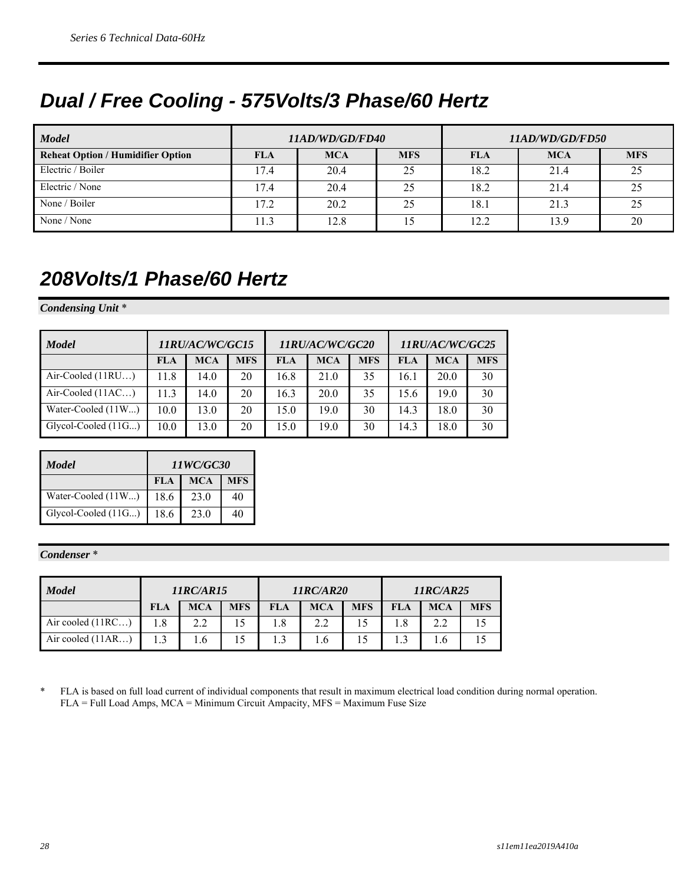## Dual / Free Cooling - 575Volts/3 Phase/60 Hertz

| ***Model*** | ***11AD/WD/GD/FD40*** | | | ***11AD/WD/GD/FD50*** | | |
|---|---|---|---|---|---|---|
| **Reheat Option / Humidifier Option** | **FLA** | **MCA** | **MFS** | **FLA** | **MCA** | **MFS** |
| Electric / Boiler | 17.4 | 20.4 | 25 | 18.2 | 21.4 | 25 |
| Electric / None | 17.4 | 20.4 | 25 | 18.2 | 21.4 | 25 |
| None / Boiler | 17.2 | 20.2 | 25 | 18.1 | 21.3 | 25 |
| None / None | 11.3 | 12.8 | 15 | 12.2 | 13.9 | 20 |

## 208Volts/1 Phase/60 Hertz

***Condensing Unit*** *

| ***Model*** | ***11RU/AC/WC/GC15*** | | | ***11RU/AC/WC/GC20*** | | | ***11RU/AC/WC/GC25*** | | |
|---|---|---|---|---|---|---|---|---|---|
| | **FLA** | **MCA** | **MFS** | **FLA** | **MCA** | **MFS** | **FLA** | **MCA** | **MFS** |
| Air-Cooled (11RU…) | 11.8 | 14.0 | 20 | 16.8 | 21.0 | 35 | 16.1 | 20.0 | 30 |
| Air-Cooled (11AC…) | 11.3 | 14.0 | 20 | 16.3 | 20.0 | 35 | 15.6 | 19.0 | 30 |
| Water-Cooled (11W...) | 10.0 | 13.0 | 20 | 15.0 | 19.0 | 30 | 14.3 | 18.0 | 30 |
| Glycol-Cooled (11G...) | 10.0 | 13.0 | 20 | 15.0 | 19.0 | 30 | 14.3 | 18.0 | 30 |

| ***Model*** | ***11WC/GC30*** | | |
|---|---|---|---|
| | **FLA** | **MCA** | **MFS** |
| Water-Cooled (11W...) | 18.6 | 23.0 | 40 |
| Glycol-Cooled (11G...) | 18.6 | 23.0 | 40 |

***Condenser*** *

| ***Model*** | ***11RC/AR15*** | | | ***11RC/AR20*** | | | ***11RC/AR25*** | | |
|---|---|---|---|---|---|---|---|---|---|
| | **FLA** | **MCA** | **MFS** | **FLA** | **MCA** | **MFS** | **FLA** | **MCA** | **MFS** |
| Air cooled (11RC…) | 1.8 | 2.2 | 15 | 1.8 | 2.2 | 15 | 1.8 | 2.2 | 15 |
| Air cooled (11AR…) | 1.3 | 1.6 | 15 | 1.3 | 1.6 | 15 | 1.3 | 1.6 | 15 |

\* FLA is based on full load current of individual components that result in maximum electrical load condition during normal operation.
FLA = Full Load Amps, MCA = Minimum Circuit Ampacity, MFS = Maximum Fuse Size